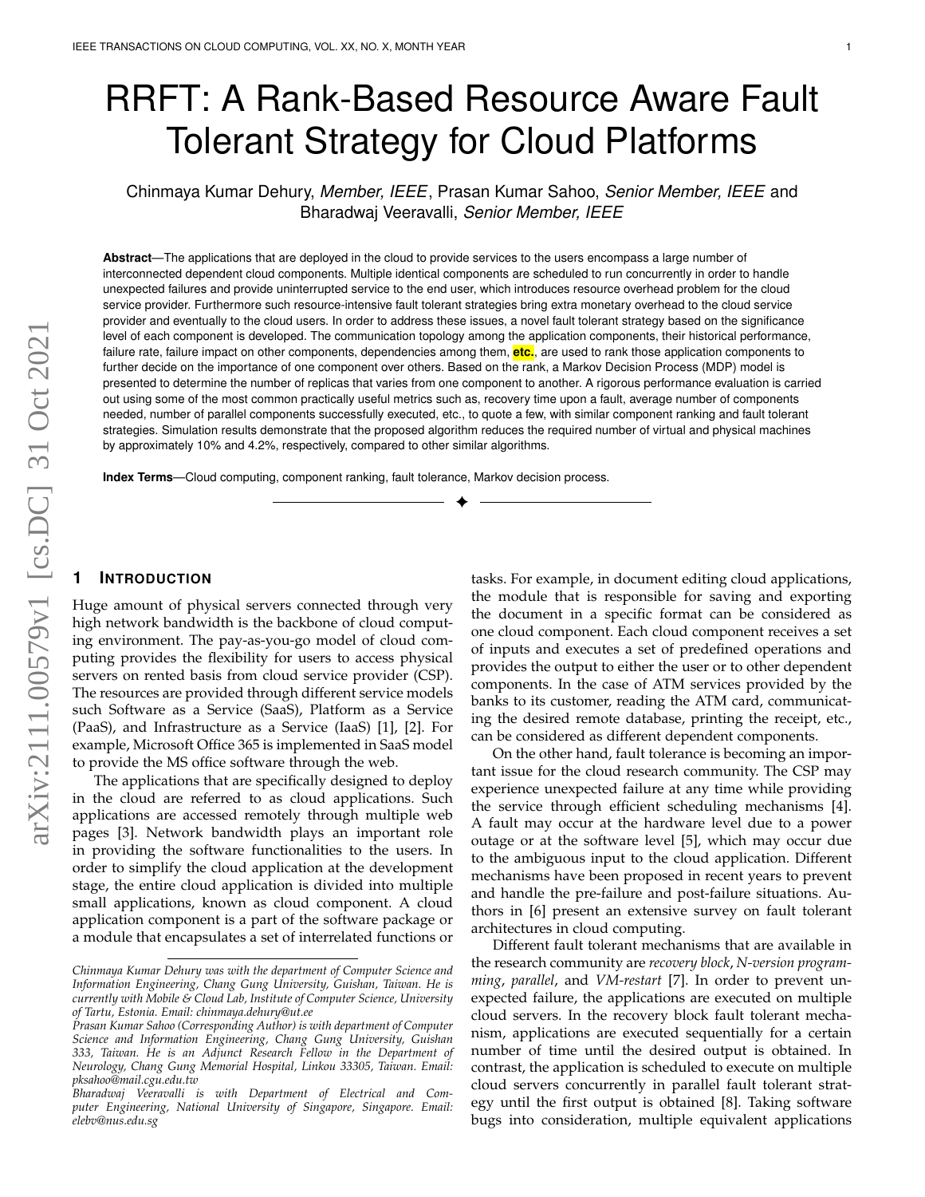# RRFT: A Rank-Based Resource Aware Fault Tolerant Strategy for Cloud Platforms

Chinmaya Kumar Dehury, *Member, IEEE*, Prasan Kumar Sahoo, *Senior Member, IEEE* and Bharadwaj Veeravalli, *Senior Member, IEEE*

**Abstract**—The applications that are deployed in the cloud to provide services to the users encompass a large number of interconnected dependent cloud components. Multiple identical components are scheduled to run concurrently in order to handle unexpected failures and provide uninterrupted service to the end user, which introduces resource overhead problem for the cloud service provider. Furthermore such resource-intensive fault tolerant strategies bring extra monetary overhead to the cloud service provider and eventually to the cloud users. In order to address these issues, a novel fault tolerant strategy based on the significance level of each component is developed. The communication topology among the application components, their historical performance, failure rate, failure impact on other components, dependencies among them, **etc.**, are used to rank those application components to further decide on the importance of one component over others. Based on the rank, a Markov Decision Process (MDP) model is presented to determine the number of replicas that varies from one component to another. A rigorous performance evaluation is carried out using some of the most common practically useful metrics such as, recovery time upon a fault, average number of components needed, number of parallel components successfully executed, etc., to quote a few, with similar component ranking and fault tolerant strategies. Simulation results demonstrate that the proposed algorithm reduces the required number of virtual and physical machines by approximately 10% and 4.2%, respectively, compared to other similar algorithms.

**Index Terms**—Cloud computing, component ranking, fault tolerance, Markov decision process.

## 1 Introduction

Huge amount of physical servers connected through very high network bandwidth is the backbone of cloud computing environment. The pay-as-you-go model of cloud computing provides the flexibility for users to access physical servers on rented basis from cloud service provider (CSP). The resources are provided through different service models such Software as a Service (SaaS), Platform as a Service (PaaS), and Infrastructure as a Service (IaaS) [1], [2]. For example, Microsoft Office 365 is implemented in SaaS model to provide the MS office software through the web.

The applications that are specifically designed to deploy in the cloud are referred to as cloud applications. Such applications are accessed remotely through multiple web pages [3]. Network bandwidth plays an important role in providing the software functionalities to the users. In order to simplify the cloud application at the development stage, the entire cloud application is divided into multiple small applications, known as cloud component. A cloud application component is a part of the software package or a module that encapsulates a set of interrelated functions or tasks. For example, in document editing cloud applications, the module that is responsible for saving and exporting the document in a specific format can be considered as one cloud component. Each cloud component receives a set of inputs and executes a set of predefined operations and provides the output to either the user or to other dependent components. In the case of ATM services provided by the banks to its customer, reading the ATM card, communicating the desired remote database, printing the receipt, etc., can be considered as different dependent components.

On the other hand, fault tolerance is becoming an important issue for the cloud research community. The CSP may experience unexpected failure at any time while providing the service through efficient scheduling mechanisms [4]. A fault may occur at the hardware level due to a power outage or at the software level [5], which may occur due to the ambiguous input to the cloud application. Different mechanisms have been proposed in recent years to prevent and handle the pre-failure and post-failure situations. Authors in [6] present an extensive survey on fault tolerant architectures in cloud computing.

Different fault tolerant mechanisms that are available in the research community are *recovery block*, *N-version programming*, *parallel*, and *VM-restart* [7]. In order to prevent unexpected failure, the applications are executed on multiple cloud servers. In the recovery block fault tolerant mechanism, applications are executed sequentially for a certain number of time until the desired output is obtained. In contrast, the application is scheduled to execute on multiple cloud servers concurrently in parallel fault tolerant strategy until the first output is obtained [8]. Taking software bugs into consideration, multiple equivalent applications

---

*Chinmaya Kumar Dehury was with the department of Computer Science and Information Engineering, Chang Gung University, Guishan, Taiwan. He is currently with Mobile & Cloud Lab, Institute of Computer Science, University of Tartu, Estonia. Email: chinmaya.dehury@ut.ee*

*Prasan Kumar Sahoo (Corresponding Author) is with department of Computer Science and Information Engineering, Chang Gung University, Guishan 333, Taiwan. He is an Adjunct Research Fellow in the Department of Neurology, Chang Gung Memorial Hospital, Linkou 33305, Taiwan. Email: pksahoo@mail.cgu.edu.tw*

*Bharadwaj Veeravalli is with Department of Electrical and Computer Engineering, National University of Singapore, Singapore. Email: elebv@nus.edu.sg*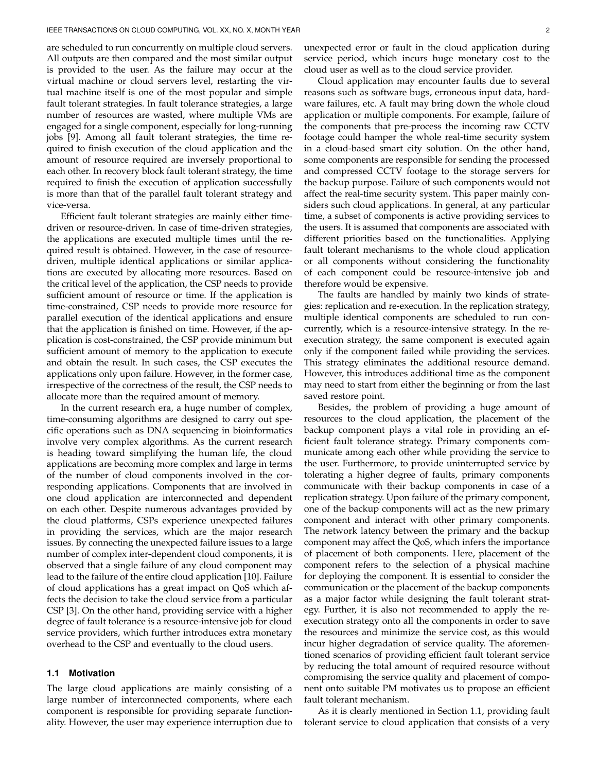are scheduled to run concurrently on multiple cloud servers. All outputs are then compared and the most similar output is provided to the user. As the failure may occur at the virtual machine or cloud servers level, restarting the virtual machine itself is one of the most popular and simple fault tolerant strategies. In fault tolerance strategies, a large number of resources are wasted, where multiple VMs are engaged for a single component, especially for long-running jobs [9]. Among all fault tolerant strategies, the time required to finish execution of the cloud application and the amount of resource required are inversely proportional to each other. In recovery block fault tolerant strategy, the time required to finish the execution of application successfully is more than that of the parallel fault tolerant strategy and vice-versa.

Efficient fault tolerant strategies are mainly either time-driven or resource-driven. In case of time-driven strategies, the applications are executed multiple times until the required result is obtained. However, in the case of resource-driven, multiple identical applications or similar applications are executed by allocating more resources. Based on the critical level of the application, the CSP needs to provide sufficient amount of resource or time. If the application is time-constrained, CSP needs to provide more resource for parallel execution of the identical applications and ensure that the application is finished on time. However, if the application is cost-constrained, the CSP provide minimum but sufficient amount of memory to the application to execute and obtain the result. In such cases, the CSP executes the applications only upon failure. However, in the former case, irrespective of the correctness of the result, the CSP needs to allocate more than the required amount of memory.

In the current research era, a huge number of complex, time-consuming algorithms are designed to carry out specific operations such as DNA sequencing in bioinformatics involve very complex algorithms. As the current research is heading toward simplifying the human life, the cloud applications are becoming more complex and large in terms of the number of cloud components involved in the corresponding applications. Components that are involved in one cloud application are interconnected and dependent on each other. Despite numerous advantages provided by the cloud platforms, CSPs experience unexpected failures in providing the services, which are the major research issues. By connecting the unexpected failure issues to a large number of complex inter-dependent cloud components, it is observed that a single failure of any cloud component may lead to the failure of the entire cloud application [10]. Failure of cloud applications has a great impact on QoS which affects the decision to take the cloud service from a particular CSP [3]. On the other hand, providing service with a higher degree of fault tolerance is a resource-intensive job for cloud service providers, which further introduces extra monetary overhead to the CSP and eventually to the cloud users.

### 1.1 Motivation

The large cloud applications are mainly consisting of a large number of interconnected components, where each component is responsible for providing separate functionality. However, the user may experience interruption due to unexpected error or fault in the cloud application during service period, which incurs huge monetary cost to the cloud user as well as to the cloud service provider.

Cloud application may encounter faults due to several reasons such as software bugs, erroneous input data, hardware failures, etc. A fault may bring down the whole cloud application or multiple components. For example, failure of the components that pre-process the incoming raw CCTV footage could hamper the whole real-time security system in a cloud-based smart city solution. On the other hand, some components are responsible for sending the processed and compressed CCTV footage to the storage servers for the backup purpose. Failure of such components would not affect the real-time security system. This paper mainly considers such cloud applications. In general, at any particular time, a subset of components is active providing services to the users. It is assumed that components are associated with different priorities based on the functionalities. Applying fault tolerant mechanisms to the whole cloud application or all components without considering the functionality of each component could be resource-intensive job and therefore would be expensive.

The faults are handled by mainly two kinds of strategies: replication and re-execution. In the replication strategy, multiple identical components are scheduled to run concurrently, which is a resource-intensive strategy. In the re-execution strategy, the same component is executed again only if the component failed while providing the services. This strategy eliminates the additional resource demand. However, this introduces additional time as the component may need to start from either the beginning or from the last saved restore point.

Besides, the problem of providing a huge amount of resources to the cloud application, the placement of the backup component plays a vital role in providing an efficient fault tolerance strategy. Primary components communicate among each other while providing the service to the user. Furthermore, to provide uninterrupted service by tolerating a higher degree of faults, primary components communicate with their backup components in case of a replication strategy. Upon failure of the primary component, one of the backup components will act as the new primary component and interact with other primary components. The network latency between the primary and the backup component may affect the QoS, which infers the importance of placement of both components. Here, placement of the component refers to the selection of a physical machine for deploying the component. It is essential to consider the communication or the placement of the backup components as a major factor while designing the fault tolerant strategy. Further, it is also not recommended to apply the re-execution strategy onto all the components in order to save the resources and minimize the service cost, as this would incur higher degradation of service quality. The aforementioned scenarios of providing efficient fault tolerant service by reducing the total amount of required resource without compromising the service quality and placement of component onto suitable PM motivates us to propose an efficient fault tolerant mechanism.

As it is clearly mentioned in Section 1.1, providing fault tolerant service to cloud application that consists of a very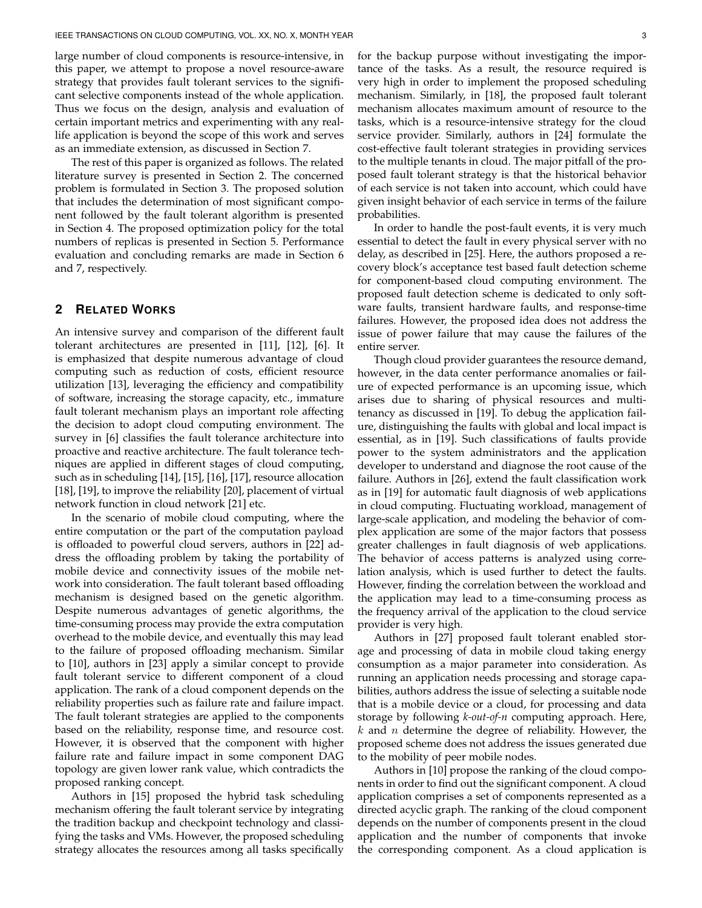large number of cloud components is resource-intensive, in this paper, we attempt to propose a novel resource-aware strategy that provides fault tolerant services to the significant selective components instead of the whole application. Thus we focus on the design, analysis and evaluation of certain important metrics and experimenting with any real-life application is beyond the scope of this work and serves as an immediate extension, as discussed in Section 7.

The rest of this paper is organized as follows. The related literature survey is presented in Section 2. The concerned problem is formulated in Section 3. The proposed solution that includes the determination of most significant component followed by the fault tolerant algorithm is presented in Section 4. The proposed optimization policy for the total numbers of replicas is presented in Section 5. Performance evaluation and concluding remarks are made in Section 6 and 7, respectively.

## 2 Related Works

An intensive survey and comparison of the different fault tolerant architectures are presented in [11], [12], [6]. It is emphasized that despite numerous advantage of cloud computing such as reduction of costs, efficient resource utilization [13], leveraging the efficiency and compatibility of software, increasing the storage capacity, etc., immature fault tolerant mechanism plays an important role affecting the decision to adopt cloud computing environment. The survey in [6] classifies the fault tolerance architecture into proactive and reactive architecture. The fault tolerance techniques are applied in different stages of cloud computing, such as in scheduling [14], [15], [16], [17], resource allocation [18], [19], to improve the reliability [20], placement of virtual network function in cloud network [21] etc.

In the scenario of mobile cloud computing, where the entire computation or the part of the computation payload is offloaded to powerful cloud servers, authors in [22] address the offloading problem by taking the portability of mobile device and connectivity issues of the mobile network into consideration. The fault tolerant based offloading mechanism is designed based on the genetic algorithm. Despite numerous advantages of genetic algorithms, the time-consuming process may provide the extra computation overhead to the mobile device, and eventually this may lead to the failure of proposed offloading mechanism. Similar to [10], authors in [23] apply a similar concept to provide fault tolerant service to different component of a cloud application. The rank of a cloud component depends on the reliability properties such as failure rate and failure impact. The fault tolerant strategies are applied to the components based on the reliability, response time, and resource cost. However, it is observed that the component with higher failure rate and failure impact in some component DAG topology are given lower rank value, which contradicts the proposed ranking concept.

Authors in [15] proposed the hybrid task scheduling mechanism offering the fault tolerant service by integrating the tradition backup and checkpoint technology and classifying the tasks and VMs. However, the proposed scheduling strategy allocates the resources among all tasks specifically for the backup purpose without investigating the importance of the tasks. As a result, the resource required is very high in order to implement the proposed scheduling mechanism. Similarly, in [18], the proposed fault tolerant mechanism allocates maximum amount of resource to the tasks, which is a resource-intensive strategy for the cloud service provider. Similarly, authors in [24] formulate the cost-effective fault tolerant strategies in providing services to the multiple tenants in cloud. The major pitfall of the proposed fault tolerant strategy is that the historical behavior of each service is not taken into account, which could have given insight behavior of each service in terms of the failure probabilities.

In order to handle the post-fault events, it is very much essential to detect the fault in every physical server with no delay, as described in [25]. Here, the authors proposed a recovery block's acceptance test based fault detection scheme for component-based cloud computing environment. The proposed fault detection scheme is dedicated to only software faults, transient hardware faults, and response-time failures. However, the proposed idea does not address the issue of power failure that may cause the failures of the entire server.

Though cloud provider guarantees the resource demand, however, in the data center performance anomalies or failure of expected performance is an upcoming issue, which arises due to sharing of physical resources and multi-tenancy as discussed in [19]. To debug the application failure, distinguishing the faults with global and local impact is essential, as in [19]. Such classifications of faults provide power to the system administrators and the application developer to understand and diagnose the root cause of the failure. Authors in [26], extend the fault classification work as in [19] for automatic fault diagnosis of web applications in cloud computing. Fluctuating workload, management of large-scale application, and modeling the behavior of complex application are some of the major factors that possess greater challenges in fault diagnosis of web applications. The behavior of access patterns is analyzed using correlation analysis, which is used further to detect the faults. However, finding the correlation between the workload and the application may lead to a time-consuming process as the frequency arrival of the application to the cloud service provider is very high.

Authors in [27] proposed fault tolerant enabled storage and processing of data in mobile cloud taking energy consumption as a major parameter into consideration. As running an application needs processing and storage capabilities, authors address the issue of selecting a suitable node that is a mobile device or a cloud, for processing and data storage by following *k-out-of-n* computing approach. Here, $k$ and $n$ determine the degree of reliability. However, the proposed scheme does not address the issues generated due to the mobility of peer mobile nodes.

Authors in [10] propose the ranking of the cloud components in order to find out the significant component. A cloud application comprises a set of components represented as a directed acyclic graph. The ranking of the cloud component depends on the number of components present in the cloud application and the number of components that invoke the corresponding component. As a cloud application is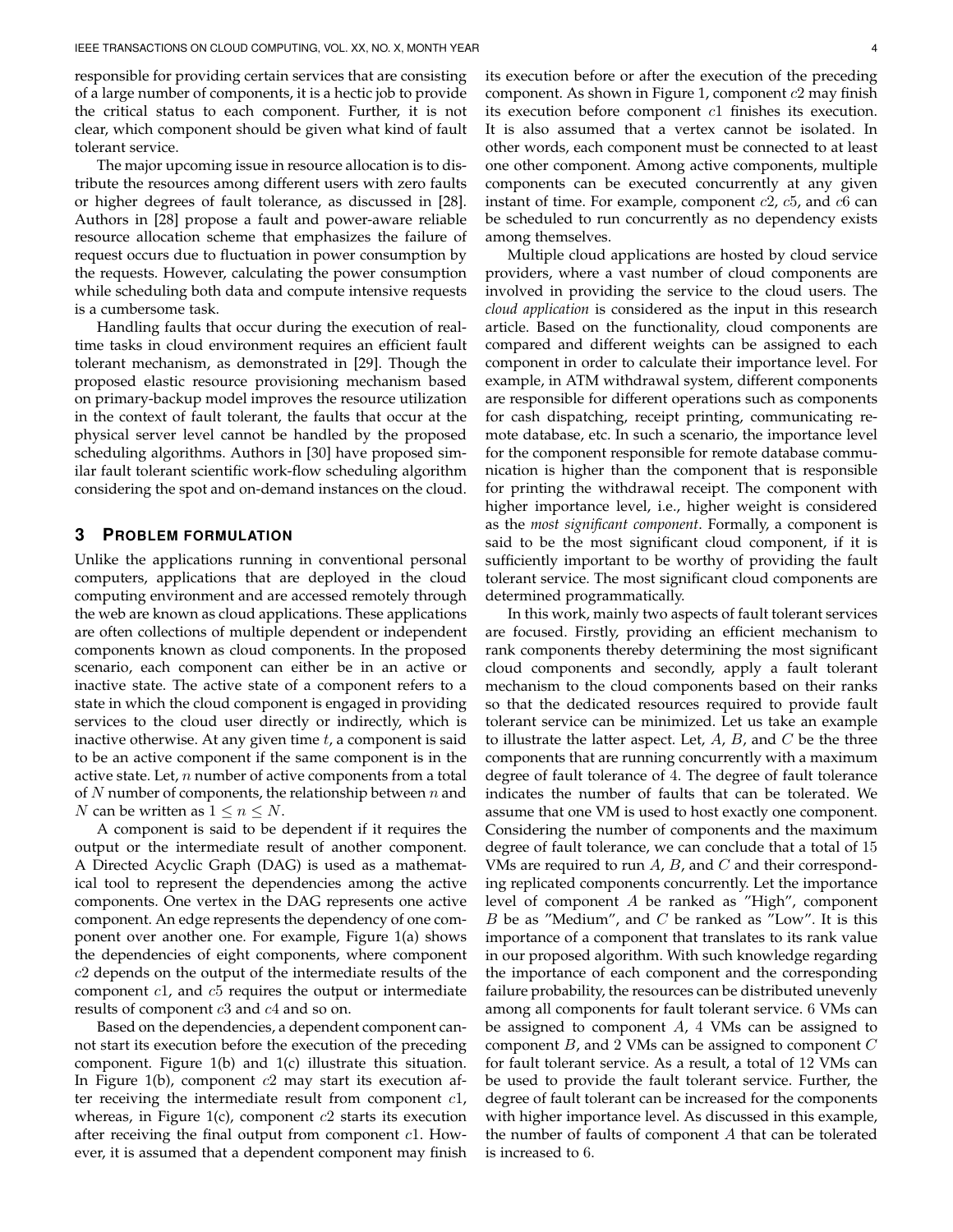responsible for providing certain services that are consisting of a large number of components, it is a hectic job to provide the critical status to each component. Further, it is not clear, which component should be given what kind of fault tolerant service.

The major upcoming issue in resource allocation is to distribute the resources among different users with zero faults or higher degrees of fault tolerance, as discussed in [28]. Authors in [28] propose a fault and power-aware reliable resource allocation scheme that emphasizes the failure of request occurs due to fluctuation in power consumption by the requests. However, calculating the power consumption while scheduling both data and compute intensive requests is a cumbersome task.

Handling faults that occur during the execution of real-time tasks in cloud environment requires an efficient fault tolerant mechanism, as demonstrated in [29]. Though the proposed elastic resource provisioning mechanism based on primary-backup model improves the resource utilization in the context of fault tolerant, the faults that occur at the physical server level cannot be handled by the proposed scheduling algorithms. Authors in [30] have proposed similar fault tolerant scientific work-flow scheduling algorithm considering the spot and on-demand instances on the cloud.

## 3 Problem Formulation

Unlike the applications running in conventional personal computers, applications that are deployed in the cloud computing environment and are accessed remotely through the web are known as cloud applications. These applications are often collections of multiple dependent or independent components known as cloud components. In the proposed scenario, each component can either be in an active or inactive state. The active state of a component refers to a state in which the cloud component is engaged in providing services to the cloud user directly or indirectly, which is inactive otherwise. At any given time $t$, a component is said to be an active component if the same component is in the active state. Let, $n$ number of active components from a total of $N$ number of components, the relationship between $n$ and $N$ can be written as $1 \leq n \leq N$.

A component is said to be dependent if it requires the output or the intermediate result of another component. A Directed Acyclic Graph (DAG) is used as a mathematical tool to represent the dependencies among the active components. One vertex in the DAG represents one active component. An edge represents the dependency of one component over another one. For example, Figure 1(a) shows the dependencies of eight components, where component $c2$ depends on the output of the intermediate results of the component $c1$, and $c5$ requires the output or intermediate results of component $c3$ and $c4$ and so on.

Based on the dependencies, a dependent component cannot start its execution before the execution of the preceding component. Figure 1(b) and 1(c) illustrate this situation. In Figure 1(b), component $c2$ may start its execution after receiving the intermediate result from component $c1$, whereas, in Figure 1(c), component $c2$ starts its execution after receiving the final output from component $c1$. However, it is assumed that a dependent component may finish its execution before or after the execution of the preceding component. As shown in Figure 1, component $c2$ may finish its execution before component $c1$ finishes its execution. It is also assumed that a vertex cannot be isolated. In other words, each component must be connected to at least one other component. Among active components, multiple components can be executed concurrently at any given instant of time. For example, component $c2$, $c5$, and $c6$ can be scheduled to run concurrently as no dependency exists among themselves.

Multiple cloud applications are hosted by cloud service providers, where a vast number of cloud components are involved in providing the service to the cloud users. The *cloud application* is considered as the input in this research article. Based on the functionality, cloud components are compared and different weights can be assigned to each component in order to calculate their importance level. For example, in ATM withdrawal system, different components are responsible for different operations such as components for cash dispatching, receipt printing, communicating remote database, etc. In such a scenario, the importance level for the component responsible for remote database communication is higher than the component that is responsible for printing the withdrawal receipt. The component with higher importance level, i.e., higher weight is considered as the *most significant component*. Formally, a component is said to be the most significant cloud component, if it is sufficiently important to be worthy of providing the fault tolerant service. The most significant cloud components are determined programmatically.

In this work, mainly two aspects of fault tolerant services are focused. Firstly, providing an efficient mechanism to rank components thereby determining the most significant cloud components and secondly, apply a fault tolerant mechanism to the cloud components based on their ranks so that the dedicated resources required to provide fault tolerant service can be minimized. Let us take an example to illustrate the latter aspect. Let, $A$, $B$, and $C$ be the three components that are running concurrently with a maximum degree of fault tolerance of $4$. The degree of fault tolerance indicates the number of faults that can be tolerated. We assume that one VM is used to host exactly one component. Considering the number of components and the maximum degree of fault tolerance, we can conclude that a total of $15$ VMs are required to run $A$, $B$, and $C$ and their corresponding replicated components concurrently. Let the importance level of component $A$ be ranked as "High", component $B$ be as "Medium", and $C$ be ranked as "Low". It is this importance of a component that translates to its rank value in our proposed algorithm. With such knowledge regarding the importance of each component and the corresponding failure probability, the resources can be distributed unevenly among all components for fault tolerant service. $6$ VMs can be assigned to component $A$, $4$ VMs can be assigned to component $B$, and $2$ VMs can be assigned to component $C$ for fault tolerant service. As a result, a total of $12$ VMs can be used to provide the fault tolerant service. Further, the degree of fault tolerant can be increased for the components with higher importance level. As discussed in this example, the number of faults of component $A$ that can be tolerated is increased to $6$.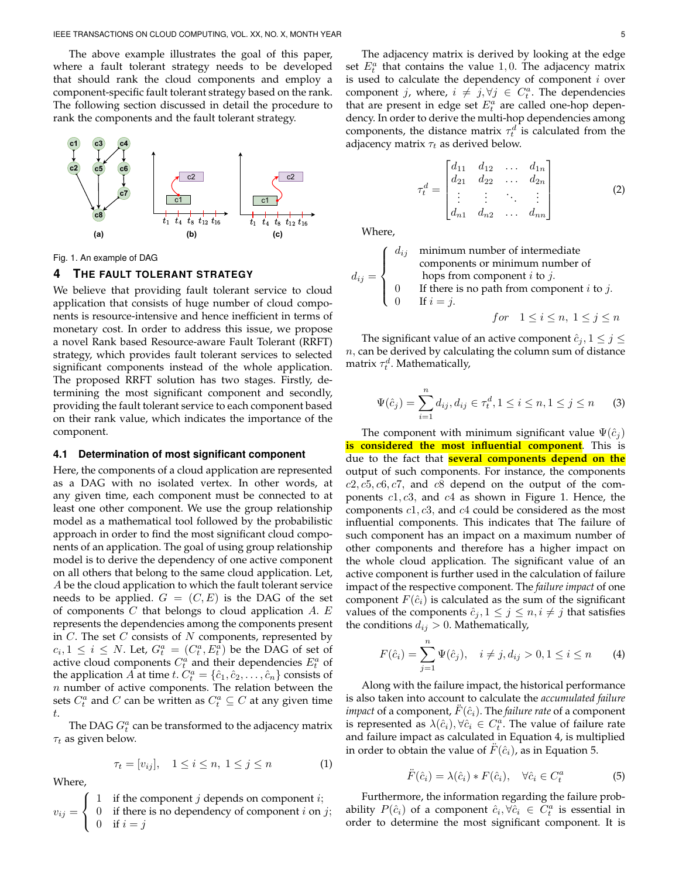The above example illustrates the goal of this paper, where a fault tolerant strategy needs to be developed that should rank the cloud components and employ a component-specific fault tolerant strategy based on the rank. The following section discussed in detail the procedure to rank the components and the fault tolerant strategy.

Fig. 1. An example of DAG

## 4 The Fault Tolerant Strategy

We believe that providing fault tolerant service to cloud application that consists of huge number of cloud components is resource-intensive and hence inefficient in terms of monetary cost. In order to address this issue, we propose a novel Rank based Resource-aware Fault Tolerant (RRFT) strategy, which provides fault tolerant services to selected significant components instead of the whole application. The proposed RRFT solution has two stages. Firstly, determining the most significant component and secondly, providing the fault tolerant service to each component based on their rank value, which indicates the importance of the component.

### 4.1 Determination of most significant component

Here, the components of a cloud application are represented as a DAG with no isolated vertex. In other words, at any given time, each component must be connected to at least one other component. We use the group relationship model as a mathematical tool followed by the probabilistic approach in order to find the most significant cloud components of an application. The goal of using group relationship model is to derive the dependency of one active component on all others that belong to the same cloud application. Let, $A$ be the cloud application to which the fault tolerant service needs to be applied. $G = (C, E)$ is the DAG of the set of components $C$ that belongs to cloud application $A$. $E$ represents the dependencies among the components present in $C$. The set $C$ consists of $N$ components, represented by $c_i, 1 \leq i \leq N$. Let, $G_t^a = (C_t^a, E_t^a)$ be the DAG of set of active cloud components $C_t^a$ and their dependencies $E_t^a$ of the application $A$ at time $t$. $C_t^a = \{\hat{c}_1, \hat{c}_2, \ldots, \hat{c}_n\}$ consists of $n$ number of active components. The relation between the sets $C_t^a$ and $C$ can be written as $C_t^a \subseteq C$ at any given time $t$.

The DAG $G_t^a$ can be transformed to the adjacency matrix $\tau_t$ as given below.

$$\tau_t = [v_{ij}], \quad 1 \leq i \leq n, \ 1 \leq j \leq n \tag{1}$$

Where,

$$v_{ij} = \begin{cases} 1 & \text{if the component } j \text{ depends on component } i; \\ 0 & \text{if there is no dependency of component } i \text{ on } j; \\ 0 & \text{if } i = j \end{cases}$$

The adjacency matrix is derived by looking at the edge set $E_t^a$ that contains the value $1, 0$. The adjacency matrix is used to calculate the dependency of component $i$ over component $j$, where, $i \neq j, \forall j \in C_t^a$. The dependencies that are present in edge set $E_t^a$ are called one-hop dependency. In order to derive the multi-hop dependencies among components, the distance matrix $\tau_t^d$ is calculated from the adjacency matrix $\tau_t$ as derived below.

$$\tau_t^d = \begin{bmatrix} d_{11} & d_{12} & \ldots & d_{1n} \\ d_{21} & d_{22} & \ldots & d_{2n} \\ \vdots & \vdots & \ddots & \vdots \\ d_{n1} & d_{n2} & \ldots & d_{nn} \end{bmatrix} \tag{2}$$

Where,

$$d_{ij} = \begin{cases} d_{ij} & \text{minimum number of intermediate components or minimum number of hops from component } i \text{ to } j. \\ 0 & \text{If there is no path from component } i \text{ to } j. \\ 0 & \text{If } i = j. \end{cases}$$

$$for \quad 1 \leq i \leq n, \ 1 \leq j \leq n$$

The significant value of an active component $\hat{c}_j, 1 \leq j \leq n$, can be derived by calculating the column sum of distance matrix $\tau_t^d$. Mathematically,

$$\Psi(\hat{c}_j) = \sum_{i=1}^{n} d_{ij}, d_{ij} \in \tau_t^d, 1 \leq i \leq n, 1 \leq j \leq n \tag{3}$$

The component with minimum significant value $\Psi(\hat{c}_j)$ **is considered the most influential component**. This is due to the fact that **several components depend on the** output of such components. For instance, the components $c2, c5, c6, c7,$ and $c8$ depend on the output of the components $c1, c3,$ and $c4$ as shown in Figure 1. Hence, the components $c1, c3,$ and $c4$ could be considered as the most influential components. This indicates that The failure of such component has an impact on a maximum number of other components and therefore has a higher impact on the whole cloud application. The significant value of an active component is further used in the calculation of failure impact of the respective component. The *failure impact* of one component $F(\hat{c}_i)$ is calculated as the sum of the significant values of the components $\hat{c}_j, 1 \leq j \leq n, i \neq j$ that satisfies the conditions $d_{ij} > 0$. Mathematically,

$$F(\hat{c}_i) = \sum_{j=1}^{n} \Psi(\hat{c}_j), \quad i \neq j, d_{ij} > 0, 1 \leq i \leq n \tag{4}$$

Along with the failure impact, the historical performance is also taken into account to calculate the *accumulated failure impact* of a component, $\ddot{F}(\hat{c}_i)$. The *failure rate* of a component is represented as $\lambda(\hat{c}_i), \forall \hat{c}_i \in C_t^a$. The value of failure rate and failure impact as calculated in Equation 4, is multiplied in order to obtain the value of $\ddot{F}(\hat{c}_i)$, as in Equation 5.

$$\ddot{F}(\hat{c}_i) = \lambda(\hat{c}_i) * F(\hat{c}_i), \quad \forall \hat{c}_i \in C_t^a \tag{5}$$

Furthermore, the information regarding the failure probability $P(\hat{c}_i)$ of a component $\hat{c}_i, \forall \hat{c}_i \in C_t^a$ is essential in order to determine the most significant component. It is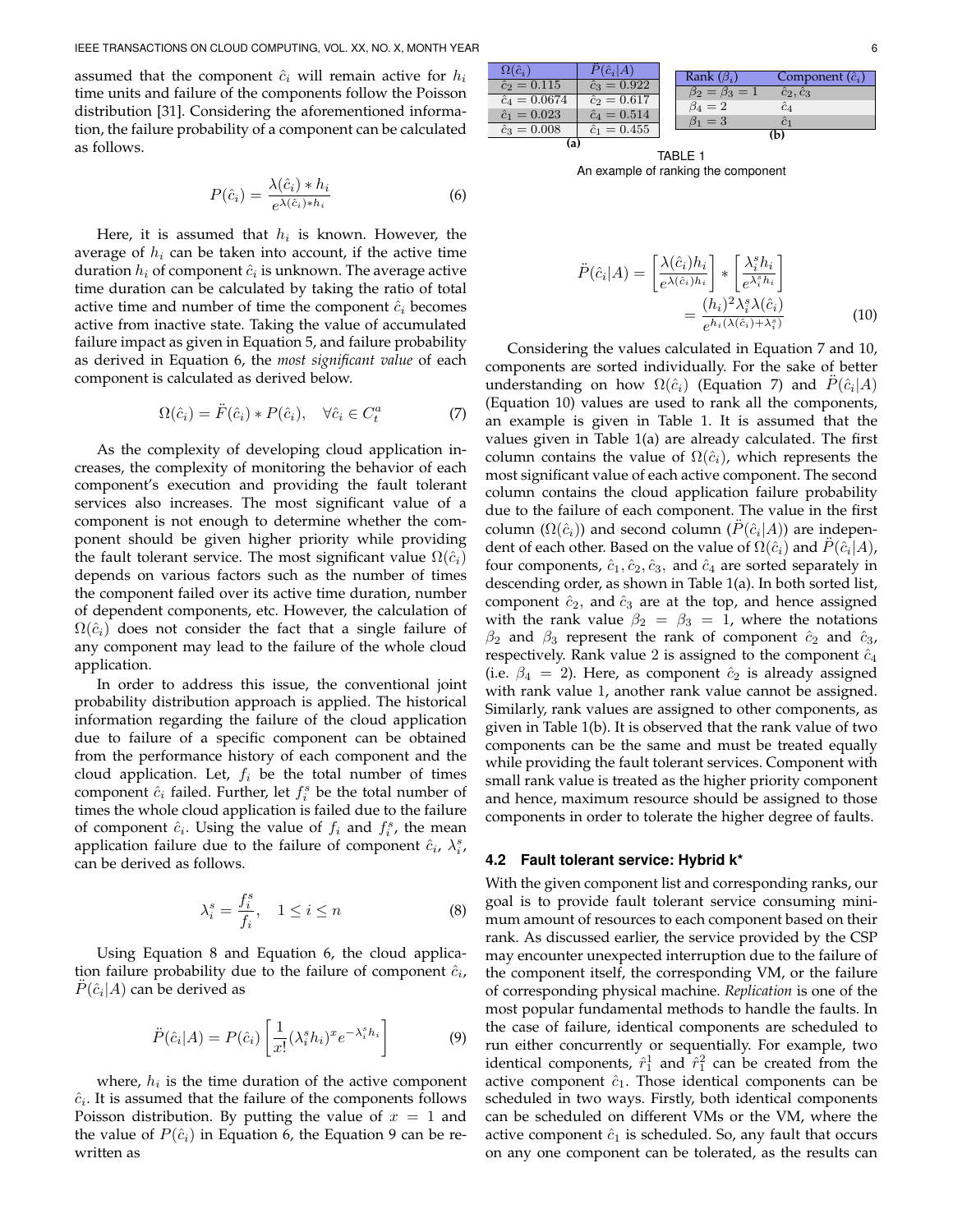assumed that the component $\hat{c}_i$ will remain active for $h_i$ time units and failure of the components follow the Poisson distribution [31]. Considering the aforementioned information, the failure probability of a component can be calculated as follows.

$$P(\hat{c}_i) = \frac{\lambda(\hat{c}_i) * h_i}{e^{\lambda(\hat{c}_i) * h_i}} \tag{6}$$

Here, it is assumed that $h_i$ is known. However, the average of $h_i$ can be taken into account, if the active time duration $h_i$ of component $\hat{c}_i$ is unknown. The average active time duration can be calculated by taking the ratio of total active time and number of time the component $\hat{c}_i$ becomes active from inactive state. Taking the value of accumulated failure impact as given in Equation 5, and failure probability as derived in Equation 6, the *most significant value* of each component is calculated as derived below.

$$\Omega(\hat{c}_i) = \ddot{F}(\hat{c}_i) * P(\hat{c}_i), \quad \forall \hat{c}_i \in C_t^a \tag{7}$$

As the complexity of developing cloud application increases, the complexity of monitoring the behavior of each component's execution and providing the fault tolerant services also increases. The most significant value of a component is not enough to determine whether the component should be given higher priority while providing the fault tolerant service. The most significant value $\Omega(\hat{c}_i)$ depends on various factors such as the number of times the component failed over its active time duration, number of dependent components, etc. However, the calculation of $\Omega(\hat{c}_i)$ does not consider the fact that a single failure of any component may lead to the failure of the whole cloud application.

In order to address this issue, the conventional joint probability distribution approach is applied. The historical information regarding the failure of the cloud application due to failure of a specific component can be obtained from the performance history of each component and the cloud application. Let, $f_i$ be the total number of times component $\hat{c}_i$ failed. Further, let $f_i^s$ be the total number of times the whole cloud application is failed due to the failure of component $\hat{c}_i$. Using the value of $f_i$ and $f_i^s$, the mean application failure due to the failure of component $\hat{c}_i$, $\lambda_i^s$, can be derived as follows.

$$\lambda_i^s = \frac{f_i^s}{f_i}, \quad 1 \le i \le n \tag{8}$$

Using Equation 8 and Equation 6, the cloud application failure probability due to the failure of component $\hat{c}_i$, $\ddot{P}(\hat{c}_i|A)$ can be derived as

$$\ddot{P}(\hat{c}_i|A) = P(\hat{c}_i)\left[\frac{1}{x!}(\lambda_i^s h_i)^x e^{-\lambda_i^s h_i}\right] \tag{9}$$

where, $h_i$ is the time duration of the active component $\hat{c}_i$. It is assumed that the failure of the components follows Poisson distribution. By putting the value of $x = 1$ and the value of $P(\hat{c}_i)$ in Equation 6, the Equation 9 can be re-written as

(a)

| $\Omega(\hat{c}_i)$ | $\ddot{P}(\hat{c}_i\|A)$ |
|---|---|
| $\hat{c}_2 = 0.115$ | $\hat{c}_3 = 0.922$ |
| $\hat{c}_4 = 0.0674$ | $\hat{c}_2 = 0.617$ |
| $\hat{c}_1 = 0.023$ | $\hat{c}_4 = 0.514$ |
| $\hat{c}_3 = 0.008$ | $\hat{c}_1 = 0.455$ |

(b)

| Rank ($\beta_i$) | Component ($\hat{c}_i$) |
|---|---|
| $\beta_2 = \beta_3 = 1$ | $\hat{c}_2, \hat{c}_3$ |
| $\beta_4 = 2$ | $\hat{c}_4$ |
| $\beta_1 = 3$ | $\hat{c}_1$ |

TABLE 1
An example of ranking the component

$$\begin{aligned}\ddot{P}(\hat{c}_i|A) &= \left[\frac{\lambda(\hat{c}_i)h_i}{e^{\lambda(\hat{c}_i)h_i}}\right] * \left[\frac{\lambda_i^s h_i}{e^{\lambda_i^s h_i}}\right] \\ &= \frac{(h_i)^2 \lambda_i^s \lambda(\hat{c}_i)}{e^{h_i(\lambda(\hat{c}_i)+\lambda_i^s)}}\end{aligned} \tag{10}$$

Considering the values calculated in Equation 7 and 10, components are sorted individually. For the sake of better understanding on how $\Omega(\hat{c}_i)$ (Equation 7) and $\ddot{P}(\hat{c}_i|A)$ (Equation 10) values are used to rank all the components, an example is given in Table 1. It is assumed that the values given in Table 1(a) are already calculated. The first column contains the value of $\Omega(\hat{c}_i)$, which represents the most significant value of each active component. The second column contains the cloud application failure probability due to the failure of each component. The value in the first column ($\Omega(\hat{c}_i)$) and second column ($\ddot{P}(\hat{c}_i|A)$) are independent of each other. Based on the value of $\Omega(\hat{c}_i)$ and $\ddot{P}(\hat{c}_i|A)$, four components, $\hat{c}_1, \hat{c}_2, \hat{c}_3$, and $\hat{c}_4$ are sorted separately in descending order, as shown in Table 1(a). In both sorted list, component $\hat{c}_2$, and $\hat{c}_3$ are at the top, and hence assigned with the rank value $\beta_2 = \beta_3 = 1$, where the notations $\beta_2$ and $\beta_3$ represent the rank of component $\hat{c}_2$ and $\hat{c}_3$, respectively. Rank value 2 is assigned to the component $\hat{c}_4$ (i.e. $\beta_4 = 2$). Here, as component $\hat{c}_2$ is already assigned with rank value 1, another rank value cannot be assigned. Similarly, rank values are assigned to other components, as given in Table 1(b). It is observed that the rank value of two components can be the same and must be treated equally while providing the fault tolerant services. Component with small rank value is treated as the higher priority component and hence, maximum resource should be assigned to those components in order to tolerate the higher degree of faults.

### 4.2 Fault tolerant service: Hybrid k*

With the given component list and corresponding ranks, our goal is to provide fault tolerant service consuming minimum amount of resources to each component based on their rank. As discussed earlier, the service provided by the CSP may encounter unexpected interruption due to the failure of the component itself, the corresponding VM, or the failure of corresponding physical machine. *Replication* is one of the most popular fundamental methods to handle the faults. In the case of failure, identical components are scheduled to run either concurrently or sequentially. For example, two identical components, $\hat{r}_1^1$ and $\hat{r}_1^2$ can be created from the active component $\hat{c}_1$. Those identical components can be scheduled in two ways. Firstly, both identical components can be scheduled on different VMs or the VM, where the active component $\hat{c}_1$ is scheduled. So, any fault that occurs on any one component can be tolerated, as the results can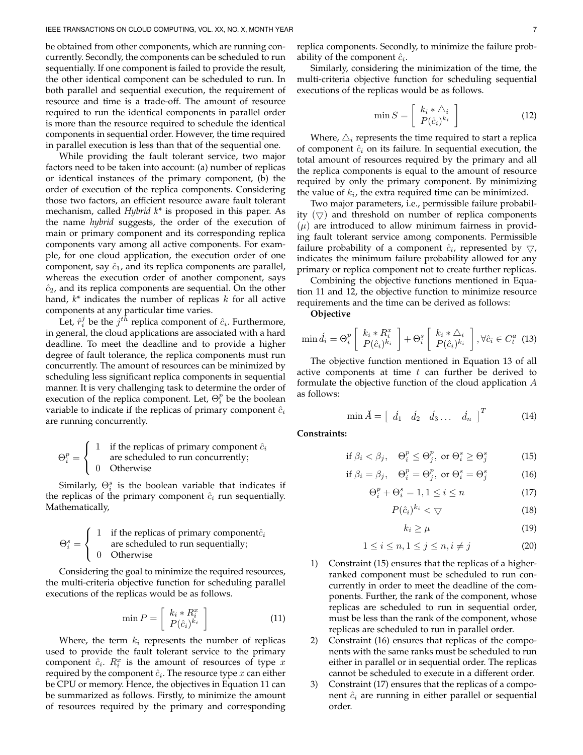be obtained from other components, which are running concurrently. Secondly, the components can be scheduled to run sequentially. If one component is failed to provide the result, the other identical component can be scheduled to run. In both parallel and sequential execution, the requirement of resource and time is a trade-off. The amount of resources required to run the identical components in parallel order is more than the resource required to schedule the identical components in sequential order. However, the time required in parallel execution is less than that of the sequential one.

While providing the fault tolerant service, two major factors need to be taken into account: (a) number of replicas or identical instances of the primary component, (b) the order of execution of the replica components. Considering those two factors, an efficient resource aware fault tolerant mechanism, called *Hybrid k\** is proposed in this paper. As the name *hybrid* suggests, the order of the execution of main or primary component and its corresponding replica components vary among all active components. For example, for one cloud application, the execution order of one component, say $\hat{c}_1$, and its replica components are parallel, whereas the execution order of another component, says $\hat{c}_2$, and its replica components are sequential. On the other hand, $k^*$ indicates the number of replicas $k$ for all active components at any particular time varies.

Let, $\hat{r}_i^j$ be the $j^{th}$ replica component of $\hat{c}_i$. Furthermore, in general, the cloud applications are associated with a hard deadline. To meet the deadline and to provide a higher degree of fault tolerance, the replica components must run concurrently. The amount of resources can be minimized by scheduling less significant replica components in sequential manner. It is very challenging task to determine the order of execution of the replica component. Let, $\Theta_i^p$ be the boolean variable to indicate if the replicas of primary component $\hat{c}_i$ are running concurrently.

$$\Theta_i^p = \begin{cases} 1 & \text{if the replicas of primary component } \hat{c}_i \\ & \text{are scheduled to run concurrently;} \\ 0 & \text{Otherwise} \end{cases}$$

Similarly, $\Theta_i^s$ is the boolean variable that indicates if the replicas of the primary component $\hat{c}_i$ run sequentially. Mathematically,

$$\Theta_i^s = \begin{cases} 1 & \text{if the replicas of primary component} \hat{c}_i \\ & \text{are scheduled to run sequentially;} \\ 0 & \text{Otherwise} \end{cases}$$

Considering the goal to minimize the required resources, the multi-criteria objective function for scheduling parallel executions of the replicas would be as follows.

$$\min P = \begin{bmatrix} k_i * R_i^x \\ P(\hat{c}_i)^{k_i} \end{bmatrix} \tag{11}$$

Where, the term $k_i$ represents the number of replicas used to provide the fault tolerant service to the primary component $\hat{c}_i$. $R_i^x$ is the amount of resources of type $x$ required by the component $\hat{c}_i$. The resource type $x$ can either be CPU or memory. Hence, the objectives in Equation 11 can be summarized as follows. Firstly, to minimize the amount of resources required by the primary and corresponding replica components. Secondly, to minimize the failure probability of the component $\hat{c}_i$.

Similarly, considering the minimization of the time, the multi-criteria objective function for scheduling sequential executions of the replicas would be as follows.

$$\min S = \begin{bmatrix} k_i * \triangle_i \\ P(\hat{c}_i)^{k_i} \end{bmatrix} \tag{12}$$

Where, $\triangle_i$ represents the time required to start a replica of component $\hat{c}_i$ on its failure. In sequential execution, the total amount of resources required by the primary and all the replica components is equal to the amount of resource required by only the primary component. By minimizing the value of $k_i$, the extra required time can be minimized.

Two major parameters, i.e., permissible failure probability ($\bigtriangledown$) and threshold on number of replica components ($\mu$) are introduced to allow minimum fairness in providing fault tolerant service among components. Permissible failure probability of a component $\hat{c}_i$, represented by $\bigtriangledown$, indicates the minimum failure probability allowed for any primary or replica component not to create further replicas.

Combining the objective functions mentioned in Equation 11 and 12, the objective function to minimize resource requirements and the time can be derived as follows:

**Objective**

$$\min \acute{d}_i = \Theta_i^p \begin{bmatrix} k_i * R_i^x \\ P(\hat{c}_i)^{k_i} \end{bmatrix} + \Theta_i^s \begin{bmatrix} k_i * \triangle_i \\ P(\hat{c}_i)^{k_i} \end{bmatrix}, \forall \hat{c}_i \in C_t^a \tag{13}$$

The objective function mentioned in Equation 13 of all active components at time $t$ can further be derived to formulate the objective function of the cloud application $A$ as follows:

$$\min \breve{A} = \begin{bmatrix} \acute{d}_1 & \acute{d}_2 & \acute{d}_3 \ldots & \acute{d}_n \end{bmatrix}^T \tag{14}$$

**Constraints:**

$$\text{if } \beta_i < \beta_j, \quad \Theta_i^p \leq \Theta_j^p, \text{ or } \Theta_i^s \geq \Theta_j^s \tag{15}$$

$$\text{if } \beta_i = \beta_j, \quad \Theta_i^p = \Theta_j^p, \text{ or } \Theta_i^s = \Theta_j^s \tag{16}$$

$$\Theta_i^p + \Theta_i^s = 1, 1 \leq i \leq n \tag{17}$$

$$P(\hat{c}_i)^{k_i} < \bigtriangledown \tag{18}$$

$$k_i \geq \mu \tag{19}$$

$$1 \leq i \leq n, 1 \leq j \leq n, i \neq j \tag{20}$$

1) Constraint (15) ensures that the replicas of a higher-ranked component must be scheduled to run concurrently in order to meet the deadline of the components. Further, the rank of the component, whose replicas are scheduled to run in sequential order, must be less than the rank of the component, whose replicas are scheduled to run in parallel order.
2) Constraint (16) ensures that replicas of the components with the same ranks must be scheduled to run either in parallel or in sequential order. The replicas cannot be scheduled to execute in a different order.
3) Constraint (17) ensures that the replicas of a component $\hat{c}_i$ are running in either parallel or sequential order.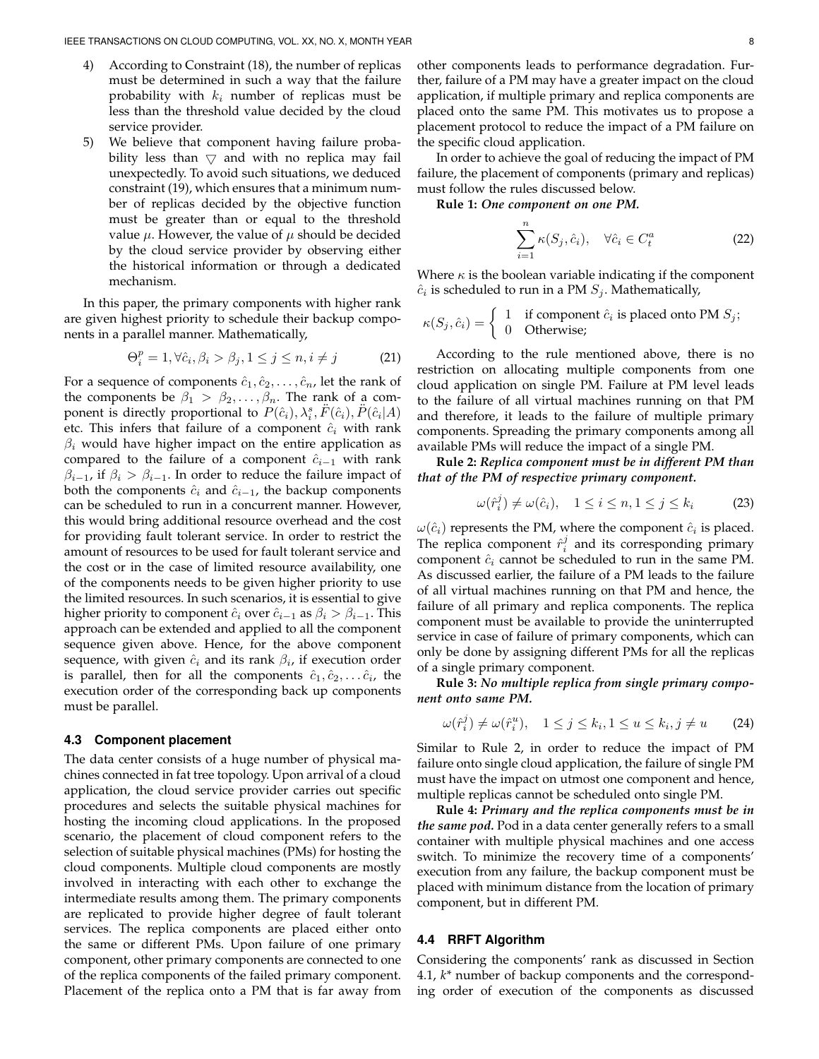4) According to Constraint (18), the number of replicas must be determined in such a way that the failure probability with $k_i$ number of replicas must be less than the threshold value decided by the cloud service provider.
5) We believe that component having failure probability less than $\bigtriangledown$ and with no replica may fail unexpectedly. To avoid such situations, we deduced constraint (19), which ensures that a minimum number of replicas decided by the objective function must be greater than or equal to the threshold value $\mu$. However, the value of $\mu$ should be decided by the cloud service provider by observing either the historical information or through a dedicated mechanism.

In this paper, the primary components with higher rank are given highest priority to schedule their backup components in a parallel manner. Mathematically,

$$\Theta_i^p = 1, \forall \hat{c}_i, \beta_i > \beta_j, 1 \leq j \leq n, i \neq j \tag{21}$$

For a sequence of components $\hat{c}_1, \hat{c}_2, \ldots, \hat{c}_n$, let the rank of the components be $\beta_1 > \beta_2, \ldots, \beta_n$. The rank of a component is directly proportional to $P(\hat{c}_i), \lambda_i^s, \ddot{F}(\hat{c}_i), \ddot{P}(\hat{c}_i|A)$ etc. This infers that failure of a component $\hat{c}_i$ with rank $\beta_i$ would have higher impact on the entire application as compared to the failure of a component $\hat{c}_{i-1}$ with rank $\beta_{i-1}$, if $\beta_i > \beta_{i-1}$. In order to reduce the failure impact of both the components $\hat{c}_i$ and $\hat{c}_{i-1}$, the backup components can be scheduled to run in a concurrent manner. However, this would bring additional resource overhead and the cost for providing fault tolerant service. In order to restrict the amount of resources to be used for fault tolerant service and the cost or in the case of limited resource availability, one of the components needs to be given higher priority to use the limited resources. In such scenarios, it is essential to give higher priority to component $\hat{c}_i$ over $\hat{c}_{i-1}$ as $\beta_i > \beta_{i-1}$. This approach can be extended and applied to all the component sequence given above. Hence, for the above component sequence, with given $\hat{c}_i$ and its rank $\beta_i$, if execution order is parallel, then for all the components $\hat{c}_1, \hat{c}_2, \ldots \hat{c}_i$, the execution order of the corresponding back up components must be parallel.

### 4.3 Component placement

The data center consists of a huge number of physical machines connected in fat tree topology. Upon arrival of a cloud application, the cloud service provider carries out specific procedures and selects the suitable physical machines for hosting the incoming cloud applications. In the proposed scenario, the placement of cloud component refers to the selection of suitable physical machines (PMs) for hosting the cloud components. Multiple cloud components are mostly involved in interacting with each other to exchange the intermediate results among them. The primary components are replicated to provide higher degree of fault tolerant services. The replica components are placed either onto the same or different PMs. Upon failure of one primary component, other primary components are connected to one of the replica components of the failed primary component. Placement of the replica onto a PM that is far away from other components leads to performance degradation. Further, failure of a PM may have a greater impact on the cloud application, if multiple primary and replica components are placed onto the same PM. This motivates us to propose a placement protocol to reduce the impact of a PM failure on the specific cloud application.

In order to achieve the goal of reducing the impact of PM failure, the placement of components (primary and replicas) must follow the rules discussed below.

**Rule 1:** ***One component on one PM.***

$$\sum_{i=1}^{n} \kappa(S_j, \hat{c}_i), \quad \forall \hat{c}_i \in C_t^a \tag{22}$$

Where $\kappa$ is the boolean variable indicating if the component $\hat{c}_i$ is scheduled to run in a PM $S_j$. Mathematically,

$$\kappa(S_j, \hat{c}_i) = \begin{cases} 1 & \text{if component } \hat{c}_i \text{ is placed onto PM } S_j; \\ 0 & \text{Otherwise;} \end{cases}$$

According to the rule mentioned above, there is no restriction on allocating multiple components from one cloud application on single PM. Failure at PM level leads to the failure of all virtual machines running on that PM and therefore, it leads to the failure of multiple primary components. Spreading the primary components among all available PMs will reduce the impact of a single PM.

**Rule 2:** ***Replica component must be in different PM than that of the PM of respective primary component.***

$$\omega(\hat{r}_i^j) \neq \omega(\hat{c}_i), \quad 1 \leq i \leq n, 1 \leq j \leq k_i \tag{23}$$

$\omega(\hat{c}_i)$ represents the PM, where the component $\hat{c}_i$ is placed. The replica component $\hat{r}_i^j$ and its corresponding primary component $\hat{c}_i$ cannot be scheduled to run in the same PM. As discussed earlier, the failure of a PM leads to the failure of all virtual machines running on that PM and hence, the failure of all primary and replica components. The replica component must be available to provide the uninterrupted service in case of failure of primary components, which can only be done by assigning different PMs for all the replicas of a single primary component.

**Rule 3:** ***No multiple replica from single primary component onto same PM.***

$$\omega(\hat{r}_i^j) \neq \omega(\hat{r}_i^u), \quad 1 \leq j \leq k_i, 1 \leq u \leq k_i, j \neq u \tag{24}$$

Similar to Rule 2, in order to reduce the impact of PM failure onto single cloud application, the failure of single PM must have the impact on utmost one component and hence, multiple replicas cannot be scheduled onto single PM.

**Rule 4:** ***Primary and the replica components must be in the same pod.*** Pod in a data center generally refers to a small container with multiple physical machines and one access switch. To minimize the recovery time of a components' execution from any failure, the backup component must be placed with minimum distance from the location of primary component, but in different PM.

### 4.4 RRFT Algorithm

Considering the components' rank as discussed in Section 4.1, $k$* number of backup components and the corresponding order of execution of the components as discussed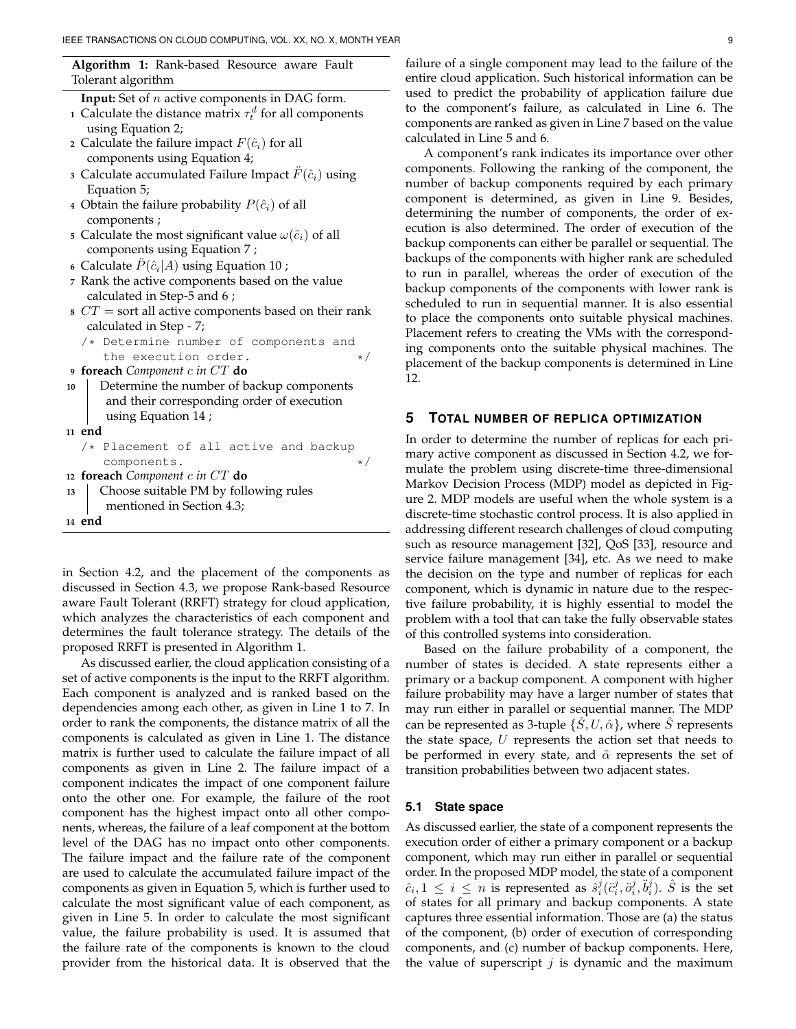**Algorithm 1:** Rank-based Resource aware Fault Tolerant algorithm

```
Input: Set of n active components in DAG form.
1  Calculate the distance matrix τ_t^d for all components using Equation 2;
2  Calculate the failure impact F(ĉ_i) for all components using Equation 4;
3  Calculate accumulated Failure Impact F̈(ĉ_i) using Equation 5;
4  Obtain the failure probability P(ĉ_i) of all components ;
5  Calculate the most significant value ω(ĉ_i) of all components using Equation 7 ;
6  Calculate P̈(ĉ_i|A) using Equation 10 ;
7  Rank the active components based on the value calculated in Step-5 and 6 ;
8  CT = sort all active components based on their rank calculated in Step - 7;
   /* Determine number of components and the execution order. */
9  foreach Component c in CT do
10     Determine the number of backup components and their corresponding order of execution using Equation 14 ;
11 end
   /* Placement of all active and backup components. */
12 foreach Component c in CT do
13     Choose suitable PM by following rules mentioned in Section 4.3;
14 end
```

in Section 4.2, and the placement of the components as discussed in Section 4.3, we propose Rank-based Resource aware Fault Tolerant (RRFT) strategy for cloud application, which analyzes the characteristics of each component and determines the fault tolerance strategy. The details of the proposed RRFT is presented in Algorithm 1.

As discussed earlier, the cloud application consisting of a set of active components is the input to the RRFT algorithm. Each component is analyzed and is ranked based on the dependencies among each other, as given in Line 1 to 7. In order to rank the components, the distance matrix of all the components is calculated as given in Line 1. The distance matrix is further used to calculate the failure impact of all components as given in Line 2. The failure impact of a component indicates the impact of one component failure onto the other one. For example, the failure of the root component has the highest impact onto all other components, whereas, the failure of a leaf component at the bottom level of the DAG has no impact onto other components. The failure impact and the failure rate of the component are used to calculate the accumulated failure impact of the components as given in Equation 5, which is further used to calculate the most significant value of each component, as given in Line 5. In order to calculate the most significant value, the failure probability is used. It is assumed that the failure rate of the components is known to the cloud provider from the historical data. It is observed that the failure of a single component may lead to the failure of the entire cloud application. Such historical information can be used to predict the probability of application failure due to the component's failure, as calculated in Line 6. The components are ranked as given in Line 7 based on the value calculated in Line 5 and 6.

A component's rank indicates its importance over other components. Following the ranking of the component, the number of backup components required by each primary component is determined, as given in Line 9. Besides, determining the number of components, the order of execution is also determined. The order of execution of the backup components can either be parallel or sequential. The backups of the components with higher rank are scheduled to run in parallel, whereas the order of execution of the backup components of the components with lower rank is scheduled to run in sequential manner. It is also essential to place the components onto suitable physical machines. Placement refers to creating the VMs with the corresponding components onto the suitable physical machines. The placement of the backup components is determined in Line 12.

## 5 Total Number of Replica Optimization

In order to determine the number of replicas for each primary active component as discussed in Section 4.2, we formulate the problem using discrete-time three-dimensional Markov Decision Process (MDP) model as depicted in Figure 2. MDP models are useful when the whole system is a discrete-time stochastic control process. It is also applied in addressing different research challenges of cloud computing such as resource management [32], QoS [33], resource and service failure management [34], etc. As we need to make the decision on the type and number of replicas for each component, which is dynamic in nature due to the respective failure probability, it is highly essential to model the problem with a tool that can take the fully observable states of this controlled systems into consideration.

Based on the failure probability of a component, the number of states is decided. A state represents either a primary or a backup component. A component with higher failure probability may have a larger number of states that may run either in parallel or sequential manner. The MDP can be represented as 3-tuple $\{\hat{S}, U, \hat{\alpha}\}$, where $\hat{S}$ represents the state space, $U$ represents the action set that needs to be performed in every state, and $\hat{\alpha}$ represents the set of transition probabilities between two adjacent states.

### 5.1 State space

As discussed earlier, the state of a component represents the execution order of either a primary component or a backup component, which may run either in parallel or sequential order. In the proposed MDP model, the state of a component $\hat{c}_i, 1 \leq i \leq n$ is represented as $\hat{s}_i^j(\ddot{c}_i^j, \ddot{o}_i^j, \ddot{b}_i^j)$. $\hat{S}$ is the set of states for all primary and backup components. A state captures three essential information. Those are (a) the status of the component, (b) order of execution of corresponding components, and (c) number of backup components. Here, the value of superscript $j$ is dynamic and the maximum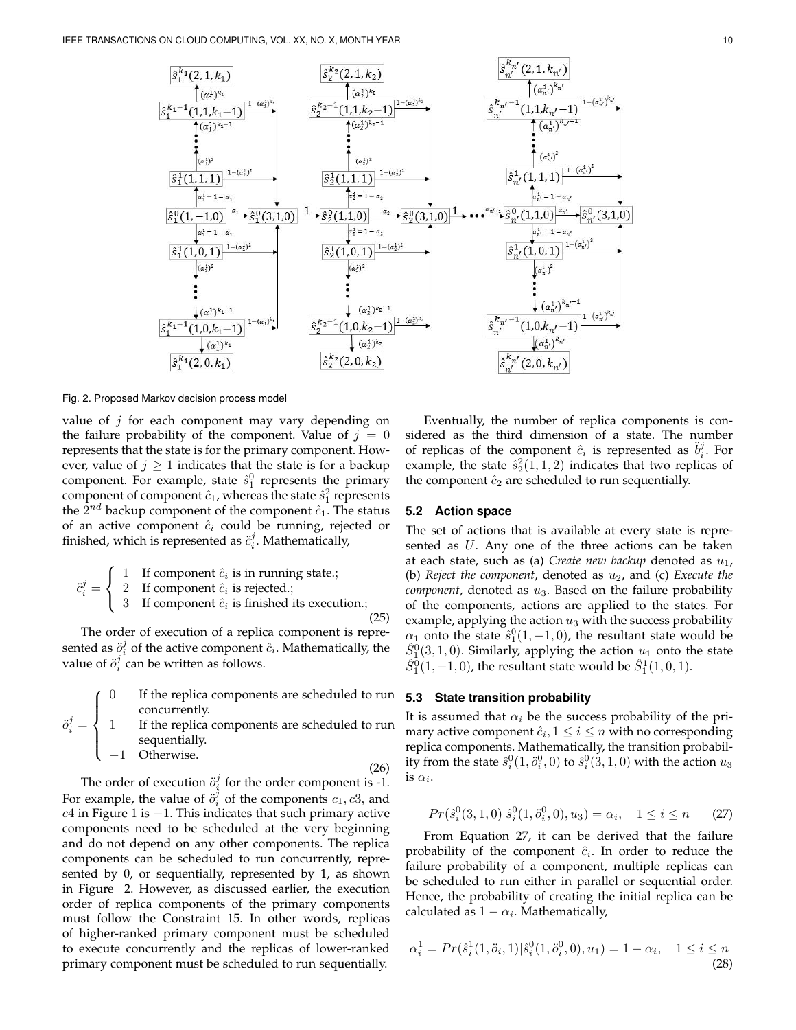Fig. 2. Proposed Markov decision process model

value of $j$ for each component may vary depending on the failure probability of the component. Value of $j = 0$ represents that the state is for the primary component. However, value of $j \geq 1$ indicates that the state is for a backup component. For example, state $\hat{s}_1^0$ represents the primary component of component $\hat{c}_1$, whereas the state $\hat{s}_1^2$ represents the $2^{nd}$ backup component of the component $\hat{c}_1$. The status of an active component $\hat{c}_i$ could be running, rejected or finished, which is represented as $\ddot{c}_i^j$. Mathematically,

$$\ddot{c}_i^j = \begin{cases} 1 & \text{If component } \hat{c}_i \text{ is in running state.;} \\ 2 & \text{If component } \hat{c}_i \text{ is rejected.;} \\ 3 & \text{If component } \hat{c}_i \text{ is finished its execution.;} \end{cases} \tag{25}$$

The order of execution of a replica component is represented as $\ddot{o}_i^j$ of the active component $\hat{c}_i$. Mathematically, the value of $\ddot{o}_i^j$ can be written as follows.

$$\ddot{o}_i^j = \begin{cases} 0 & \text{If the replica components are scheduled to run concurrently.} \\ 1 & \text{If the replica components are scheduled to run sequentially.} \\ -1 & \text{Otherwise.} \end{cases} \tag{26}$$

The order of execution $\ddot{o}_i^j$ for the order component is -1. For example, the value of $\ddot{o}_i^j$ of the components $c1, c3$, and $c4$ in Figure 1 is $-1$. This indicates that such primary active components need to be scheduled at the very beginning and do not depend on any other components. The replica components can be scheduled to run concurrently, represented by 0, or sequentially, represented by 1, as shown in Figure 2. However, as discussed earlier, the execution order of replica components of the primary components must follow the Constraint 15. In other words, replicas of higher-ranked primary component must be scheduled to execute concurrently and the replicas of lower-ranked primary component must be scheduled to run sequentially.

Eventually, the number of replica components is considered as the third dimension of a state. The number of replicas of the component $\hat{c}_i$ is represented as $\ddot{b}_i^j$. For example, the state $\hat{s}_2^2(1, 1, 2)$ indicates that two replicas of the component $\hat{c}_2$ are scheduled to run sequentially.

### 5.2 Action space

The set of actions that is available at every state is represented as $U$. Any one of the three actions can be taken at each state, such as (a) *Create new backup* denoted as $u_1$, (b) *Reject the component*, denoted as $u_2$, and (c) *Execute the component*, denoted as $u_3$. Based on the failure probability of the components, actions are applied to the states. For example, applying the action $u_3$ with the success probability $\alpha_1$ onto the state $\hat{s}_1^0(1, -1, 0)$, the resultant state would be $\hat{S}_1^0(3, 1, 0)$. Similarly, applying the action $u_1$ onto the state $\hat{S}_1^0(1, -1, 0)$, the resultant state would be $\hat{S}_1^1(1, 0, 1)$.

### 5.3 State transition probability

It is assumed that $\alpha_i$ be the success probability of the primary active component $\hat{c}_i, 1 \leq i \leq n$ with no corresponding replica components. Mathematically, the transition probability from the state $\hat{s}_i^0(1, \ddot{o}_i^0, 0)$ to $\hat{s}_i^0(3, 1, 0)$ with the action $u_3$ is $\alpha_i$.

$$Pr(\hat{s}_i^0(3, 1, 0)|\hat{s}_i^0(1, \ddot{o}_i^0, 0), u_3) = \alpha_i, \quad 1 \leq i \leq n \tag{27}$$

From Equation 27, it can be derived that the failure probability of the component $\hat{c}_i$. In order to reduce the failure probability of a component, multiple replicas can be scheduled to run either in parallel or sequential order. Hence, the probability of creating the initial replica can be calculated as $1 - \alpha_i$. Mathematically,

$$\alpha_i^1 = Pr(\hat{s}_i^1(1, \ddot{o}_i, 1)|\hat{s}_i^0(1, \ddot{o}_i^0, 0), u_1) = 1 - \alpha_i, \quad 1 \leq i \leq n \tag{28}$$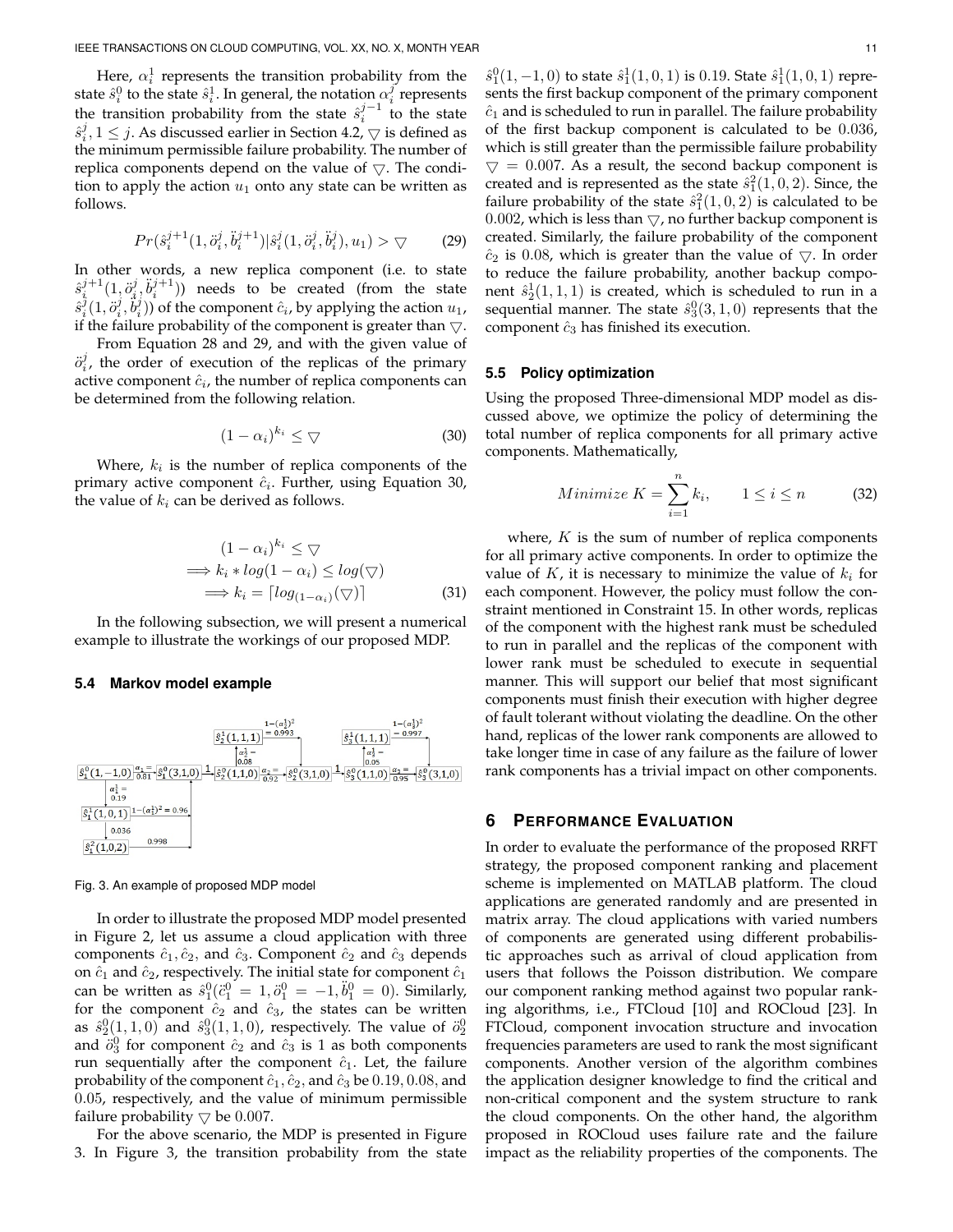Here, $\alpha_i^1$ represents the transition probability from the state $\hat{s}_i^0$ to the state $\hat{s}_i^1$. In general, the notation $\alpha_i^j$ represents the transition probability from the state $\hat{s}_i^{j-1}$ to the state $\hat{s}_i^j, 1 \leq j$. As discussed earlier in Section 4.2, $\triangledown$ is defined as the minimum permissible failure probability. The number of replica components depend on the value of $\triangledown$. The condition to apply the action $u_1$ onto any state can be written as follows.

$$Pr(\hat{s}_i^{j+1}(1, \ddot{o}_i^j, \ddot{b}_i^{j+1}) | \hat{s}_i^j(1, \ddot{o}_i^j, \ddot{b}_i^j), u_1) > \triangledown \tag{29}$$

In other words, a new replica component (i.e. to state $\hat{s}_i^{j+1}(1, \ddot{o}_i^j, \ddot{b}_i^{j+1})$) needs to be created (from the state $\hat{s}_i^j(1, \ddot{o}_i^j, \ddot{b}_i^j)$) of the component $\hat{c}_i$, by applying the action $u_1$, if the failure probability of the component is greater than $\triangledown$.

From Equation 28 and 29, and with the given value of $\ddot{o}_i^j$, the order of execution of the replicas of the primary active component $\hat{c}_i$, the number of replica components can be determined from the following relation.

$$(1 - \alpha_i)^{k_i} \leq \triangledown \tag{30}$$

Where, $k_i$ is the number of replica components of the primary active component $\hat{c}_i$. Further, using Equation 30, the value of $k_i$ can be derived as follows.

$$\begin{aligned} (1 - \alpha_i)^{k_i} &\leq \triangledown \\ \implies k_i * log(1 - \alpha_i) &\leq log(\triangledown) \\ \implies k_i &= \lceil log_{(1-\alpha_i)}(\triangledown) \rceil \end{aligned} \tag{31}$$

In the following subsection, we will present a numerical example to illustrate the workings of our proposed MDP.

### 5.4 Markov model example

Fig. 3. An example of proposed MDP model

In order to illustrate the proposed MDP model presented in Figure 2, let us assume a cloud application with three components $\hat{c}_1, \hat{c}_2$, and $\hat{c}_3$. Component $\hat{c}_2$ and $\hat{c}_3$ depends on $\hat{c}_1$ and $\hat{c}_2$, respectively. The initial state for component $\hat{c}_1$ can be written as $\hat{s}_1^0(\ddot{c}_1^0 = 1, \ddot{o}_1^0 = -1, \ddot{b}_1^0 = 0)$. Similarly, for the component $\hat{c}_2$ and $\hat{c}_3$, the states can be written as $\hat{s}_2^0(1, 1, 0)$ and $\hat{s}_3^0(1, 1, 0)$, respectively. The value of $\ddot{o}_2^0$ and $\ddot{o}_3^0$ for component $\hat{c}_2$ and $\hat{c}_3$ is 1 as both components run sequentially after the component $\hat{c}_1$. Let, the failure probability of the component $\hat{c}_1, \hat{c}_2$, and $\hat{c}_3$ be $0.19, 0.08$, and $0.05$, respectively, and the value of minimum permissible failure probability $\triangledown$ be $0.007$.

For the above scenario, the MDP is presented in Figure 3. In Figure 3, the transition probability from the state $\hat{s}_1^0(1, -1, 0)$ to state $\hat{s}_1^1(1, 0, 1)$ is $0.19$. State $\hat{s}_1^1(1, 0, 1)$ represents the first backup component of the primary component $\hat{c}_1$ and is scheduled to run in parallel. The failure probability of the first backup component is calculated to be $0.036$, which is still greater than the permissible failure probability $\triangledown = 0.007$. As a result, the second backup component is created and is represented as the state $\hat{s}_1^2(1, 0, 2)$. Since, the failure probability of the state $\hat{s}_1^2(1, 0, 2)$ is calculated to be $0.002$, which is less than $\triangledown$, no further backup component is created. Similarly, the failure probability of the component $\hat{c}_2$ is $0.08$, which is greater than the value of $\triangledown$. In order to reduce the failure probability, another backup component $\hat{s}_2^1(1, 1, 1)$ is created, which is scheduled to run in a sequential manner. The state $\hat{s}_3^0(3, 1, 0)$ represents that the component $\hat{c}_3$ has finished its execution.

### 5.5 Policy optimization

Using the proposed Three-dimensional MDP model as discussed above, we optimize the policy of determining the total number of replica components for all primary active components. Mathematically,

$$Minimize\ K = \sum_{i=1}^{n} k_i, \qquad 1 \leq i \leq n \tag{32}$$

where, $K$ is the sum of number of replica components for all primary active components. In order to optimize the value of $K$, it is necessary to minimize the value of $k_i$ for each component. However, the policy must follow the constraint mentioned in Constraint 15. In other words, replicas of the component with the highest rank must be scheduled to run in parallel and the replicas of the component with lower rank must be scheduled to execute in sequential manner. This will support our belief that most significant components must finish their execution with higher degree of fault tolerant without violating the deadline. On the other hand, replicas of the lower rank components are allowed to take longer time in case of any failure as the failure of lower rank components has a trivial impact on other components.

## 6 Performance Evaluation

In order to evaluate the performance of the proposed RRFT strategy, the proposed component ranking and placement scheme is implemented on MATLAB platform. The cloud applications are generated randomly and are presented in matrix array. The cloud applications with varied numbers of components are generated using different probabilistic approaches such as arrival of cloud application from users that follows the Poisson distribution. We compare our component ranking method against two popular ranking algorithms, i.e., FTCloud [10] and ROCloud [23]. In FTCloud, component invocation structure and invocation frequencies parameters are used to rank the most significant components. Another version of the algorithm combines the application designer knowledge to find the critical and non-critical component and the system structure to rank the cloud components. On the other hand, the algorithm proposed in ROCloud uses failure rate and the failure impact as the reliability properties of the components. The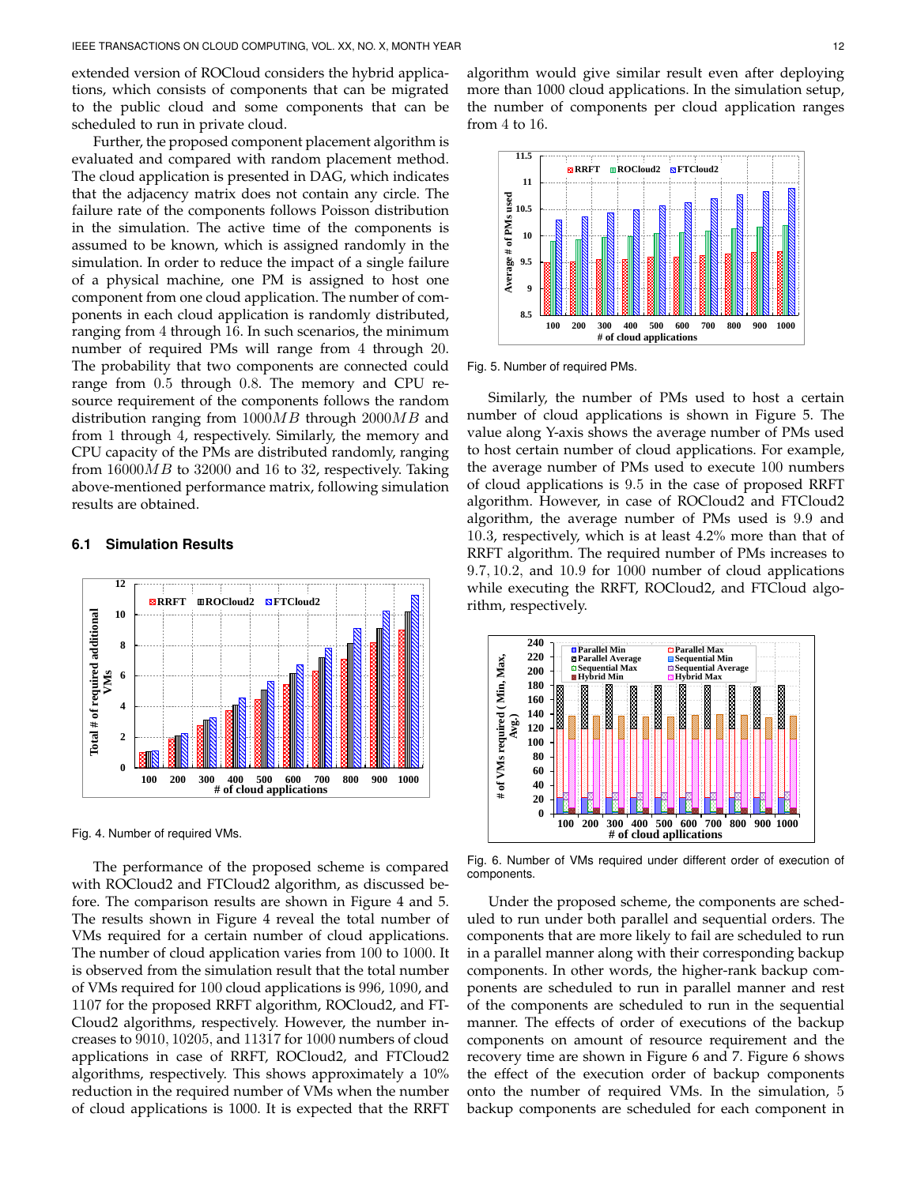extended version of ROCloud considers the hybrid applications, which consists of components that can be migrated to the public cloud and some components that can be scheduled to run in private cloud.

Further, the proposed component placement algorithm is evaluated and compared with random placement method. The cloud application is presented in DAG, which indicates that the adjacency matrix does not contain any circle. The failure rate of the components follows Poisson distribution in the simulation. The active time of the components is assumed to be known, which is assigned randomly in the simulation. In order to reduce the impact of a single failure of a physical machine, one PM is assigned to host one component from one cloud application. The number of components in each cloud application is randomly distributed, ranging from 4 through 16. In such scenarios, the minimum number of required PMs will range from 4 through 20. The probability that two components are connected could range from 0.5 through 0.8. The memory and CPU resource requirement of the components follows the random distribution ranging from $1000MB$ through $2000MB$ and from 1 through 4, respectively. Similarly, the memory and CPU capacity of the PMs are distributed randomly, ranging from $16000MB$ to 32000 and 16 to 32, respectively. Taking above-mentioned performance matrix, following simulation results are obtained.

### 6.1 Simulation Results

Fig. 4. Number of required VMs.

The performance of the proposed scheme is compared with ROCloud2 and FTCloud2 algorithm, as discussed before. The comparison results are shown in Figure 4 and 5. The results shown in Figure 4 reveal the total number of VMs required for a certain number of cloud applications. The number of cloud application varies from 100 to 1000. It is observed from the simulation result that the total number of VMs required for 100 cloud applications is 996, 1090, and 1107 for the proposed RRFT algorithm, ROCloud2, and FTCloud2 algorithms, respectively. However, the number increases to 9010, 10205, and 11317 for 1000 numbers of cloud applications in case of RRFT, ROCloud2, and FTCloud2 algorithms, respectively. This shows approximately a 10% reduction in the required number of VMs when the number of cloud applications is 1000. It is expected that the RRFT algorithm would give similar result even after deploying more than 1000 cloud applications. In the simulation setup, the number of components per cloud application ranges from 4 to 16.

Fig. 5. Number of required PMs.

Similarly, the number of PMs used to host a certain number of cloud applications is shown in Figure 5. The value along Y-axis shows the average number of PMs used to host certain number of cloud applications. For example, the average number of PMs used to execute 100 numbers of cloud applications is 9.5 in the case of proposed RRFT algorithm. However, in case of ROCloud2 and FTCloud2 algorithm, the average number of PMs used is 9.9 and 10.3, respectively, which is at least 4.2% more than that of RRFT algorithm. The required number of PMs increases to 9.7, 10.2, and 10.9 for 1000 number of cloud applications while executing the RRFT, ROCloud2, and FTCloud algorithm, respectively.

Fig. 6. Number of VMs required under different order of execution of components.

Under the proposed scheme, the components are scheduled to run under both parallel and sequential orders. The components that are more likely to fail are scheduled to run in a parallel manner along with their corresponding backup components. In other words, the higher-rank backup components are scheduled to run in parallel manner and rest of the components are scheduled to run in the sequential manner. The effects of order of executions of the backup components on amount of resource requirement and the recovery time are shown in Figure 6 and 7. Figure 6 shows the effect of the execution order of backup components onto the number of required VMs. In the simulation, 5 backup components are scheduled for each component in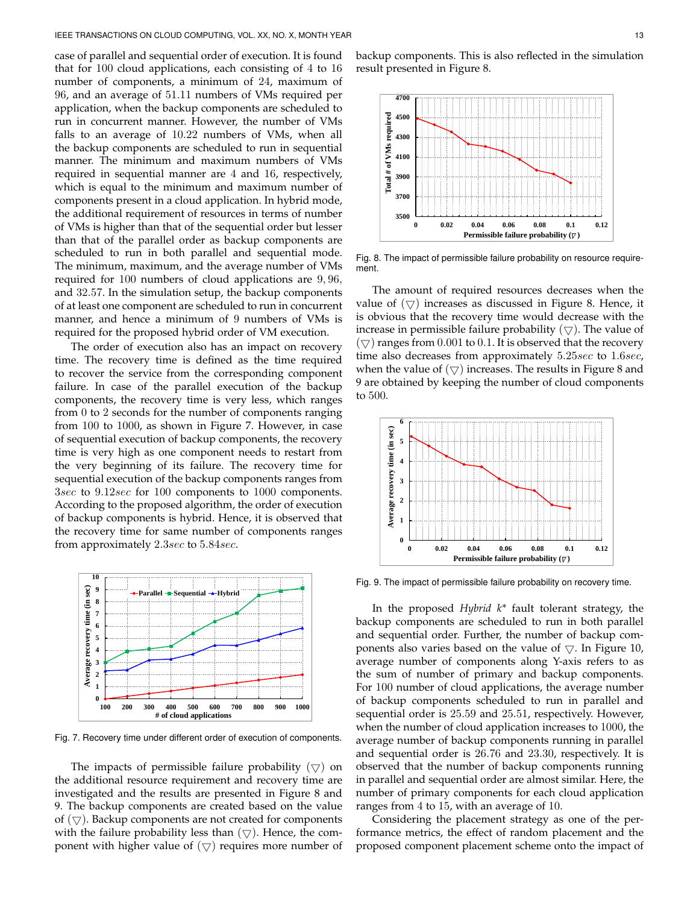case of parallel and sequential order of execution. It is found that for 100 cloud applications, each consisting of 4 to 16 number of components, a minimum of 24, maximum of 96, and an average of 51.11 numbers of VMs required per application, when the backup components are scheduled to run in concurrent manner. However, the number of VMs falls to an average of 10.22 numbers of VMs, when all the backup components are scheduled to run in sequential manner. The minimum and maximum numbers of VMs required in sequential manner are 4 and 16, respectively, which is equal to the minimum and maximum number of components present in a cloud application. In hybrid mode, the additional requirement of resources in terms of number of VMs is higher than that of the sequential order but lesser than that of the parallel order as backup components are scheduled to run in both parallel and sequential mode. The minimum, maximum, and the average number of VMs required for 100 numbers of cloud applications are 9, 96, and 32.57. In the simulation setup, the backup components of at least one component are scheduled to run in concurrent manner, and hence a minimum of 9 numbers of VMs is required for the proposed hybrid order of VM execution.

The order of execution also has an impact on recovery time. The recovery time is defined as the time required to recover the service from the corresponding component failure. In case of the parallel execution of the backup components, the recovery time is very less, which ranges from 0 to 2 seconds for the number of components ranging from 100 to 1000, as shown in Figure 7. However, in case of sequential execution of backup components, the recovery time is very high as one component needs to restart from the very beginning of its failure. The recovery time for sequential execution of the backup components ranges from $3sec$ to $9.12sec$ for 100 components to 1000 components. According to the proposed algorithm, the order of execution of backup components is hybrid. Hence, it is observed that the recovery time for same number of components ranges from approximately $2.3sec$ to $5.84sec$.

Fig. 7. Recovery time under different order of execution of components.

The impacts of permissible failure probability ($\bigtriangledown$) on the additional resource requirement and recovery time are investigated and the results are presented in Figure 8 and 9. The backup components are created based on the value of ($\bigtriangledown$). Backup components are not created for components with the failure probability less than ($\bigtriangledown$). Hence, the component with higher value of ($\bigtriangledown$) requires more number of backup components. This is also reflected in the simulation result presented in Figure 8.

Fig. 8. The impact of permissible failure probability on resource requirement.

The amount of required resources decreases when the value of ($\bigtriangledown$) increases as discussed in Figure 8. Hence, it is obvious that the recovery time would decrease with the increase in permissible failure probability ($\bigtriangledown$). The value of ($\bigtriangledown$) ranges from 0.001 to 0.1. It is observed that the recovery time also decreases from approximately $5.25sec$ to $1.6sec$, when the value of ($\bigtriangledown$) increases. The results in Figure 8 and 9 are obtained by keeping the number of cloud components to 500.

Fig. 9. The impact of permissible failure probability on recovery time.

In the proposed *Hybrid k\** fault tolerant strategy, the backup components are scheduled to run in both parallel and sequential order. Further, the number of backup components also varies based on the value of $\bigtriangledown$. In Figure 10, average number of components along Y-axis refers to as the sum of number of primary and backup components. For 100 number of cloud applications, the average number of backup components scheduled to run in parallel and sequential order is 25.59 and 25.51, respectively. However, when the number of cloud application increases to 1000, the average number of backup components running in parallel and sequential order is 26.76 and 23.30, respectively. It is observed that the number of backup components running in parallel and sequential order are almost similar. Here, the number of primary components for each cloud application ranges from 4 to 15, with an average of 10.

Considering the placement strategy as one of the performance metrics, the effect of random placement and the proposed component placement scheme onto the impact of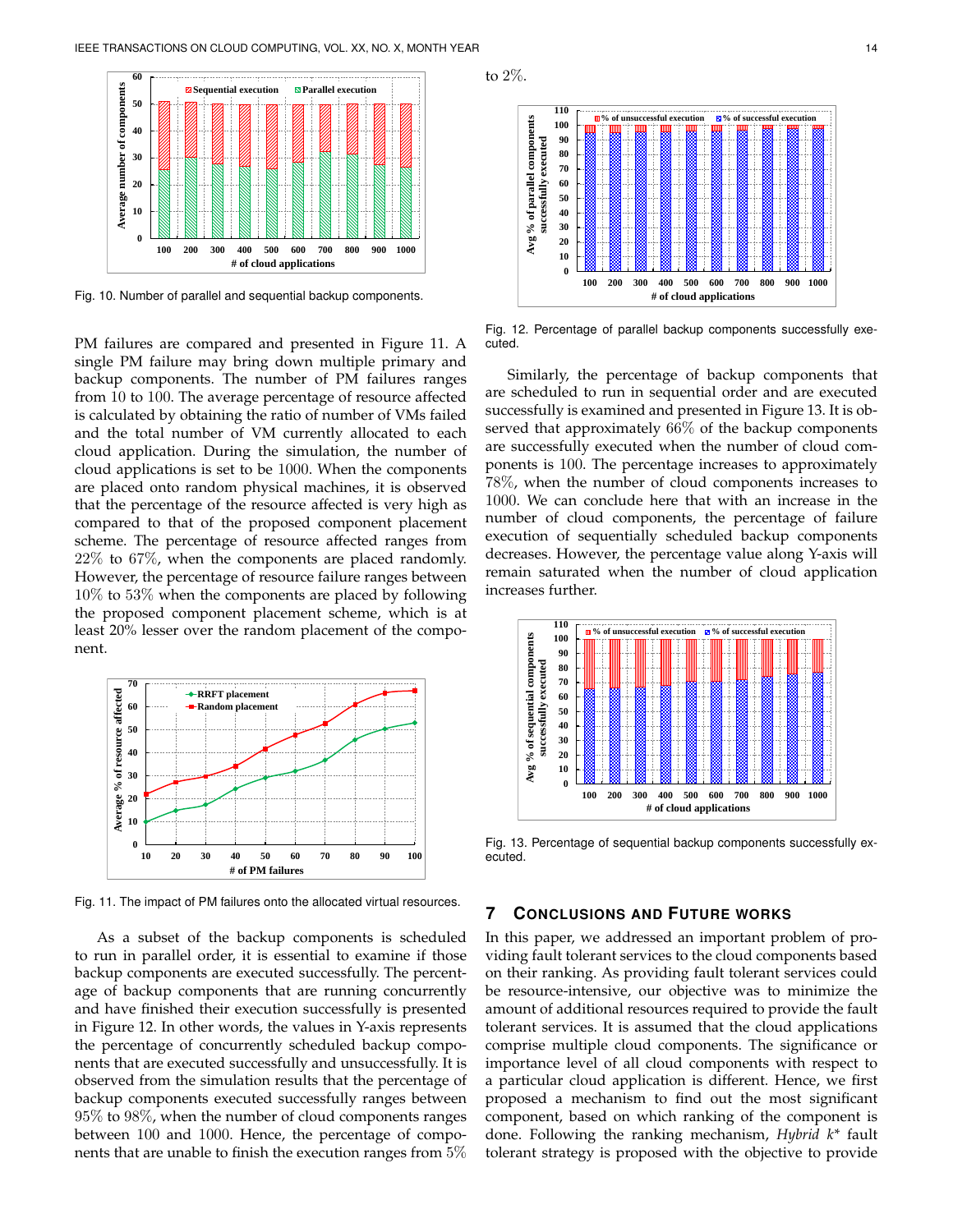Fig. 10. Number of parallel and sequential backup components.

PM failures are compared and presented in Figure 11. A single PM failure may bring down multiple primary and backup components. The number of PM failures ranges from 10 to 100. The average percentage of resource affected is calculated by obtaining the ratio of number of VMs failed and the total number of VM currently allocated to each cloud application. During the simulation, the number of cloud applications is set to be 1000. When the components are placed onto random physical machines, it is observed that the percentage of the resource affected is very high as compared to that of the proposed component placement scheme. The percentage of resource affected ranges from $22\%$ to $67\%$, when the components are placed randomly. However, the percentage of resource failure ranges between $10\%$ to $53\%$ when the components are placed by following the proposed component placement scheme, which is at least 20% lesser over the random placement of the component.

Fig. 11. The impact of PM failures onto the allocated virtual resources.

As a subset of the backup components is scheduled to run in parallel order, it is essential to examine if those backup components are executed successfully. The percentage of backup components that are running concurrently and have finished their execution successfully is presented in Figure 12. In other words, the values in Y-axis represents the percentage of concurrently scheduled backup components that are executed successfully and unsuccessfully. It is observed from the simulation results that the percentage of backup components executed successfully ranges between $95\%$ to $98\%$, when the number of cloud components ranges between 100 and 1000. Hence, the percentage of components that are unable to finish the execution ranges from $5\%$ to $2\%$.

Fig. 12. Percentage of parallel backup components successfully executed.

Similarly, the percentage of backup components that are scheduled to run in sequential order and are executed successfully is examined and presented in Figure 13. It is observed that approximately $66\%$ of the backup components are successfully executed when the number of cloud components is 100. The percentage increases to approximately $78\%$, when the number of cloud components increases to 1000. We can conclude here that with an increase in the number of cloud components, the percentage of failure execution of sequentially scheduled backup components decreases. However, the percentage value along Y-axis will remain saturated when the number of cloud application increases further.

Fig. 13. Percentage of sequential backup components successfully executed.

## 7 Conclusions and Future works

In this paper, we addressed an important problem of providing fault tolerant services to the cloud components based on their ranking. As providing fault tolerant services could be resource-intensive, our objective was to minimize the amount of additional resources required to provide the fault tolerant services. It is assumed that the cloud applications comprise multiple cloud components. The significance or importance level of all cloud components with respect to a particular cloud application is different. Hence, we first proposed a mechanism to find out the most significant component, based on which ranking of the component is done. Following the ranking mechanism, *Hybrid k\** fault tolerant strategy is proposed with the objective to provide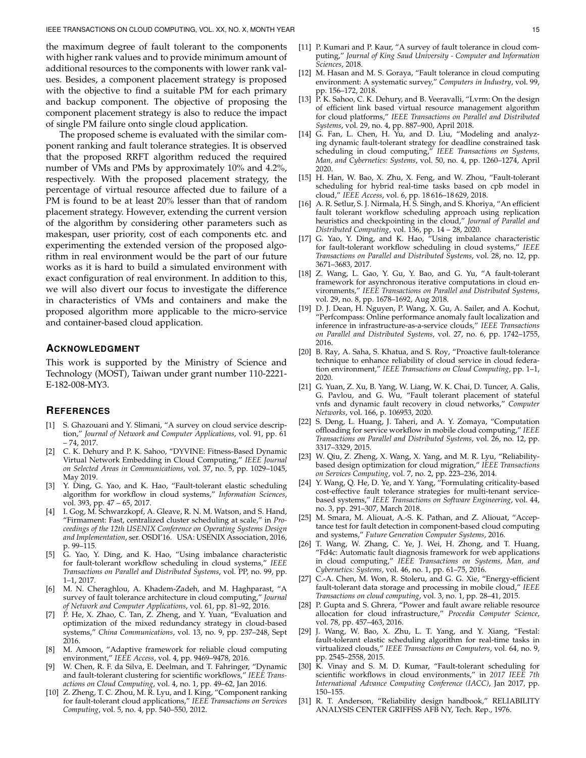the maximum degree of fault tolerant to the components with higher rank values and to provide minimum amount of additional resources to the components with lower rank values. Besides, a component placement strategy is proposed with the objective to find a suitable PM for each primary and backup component. The objective of proposing the component placement strategy is also to reduce the impact of single PM failure onto single cloud application.

The proposed scheme is evaluated with the similar component ranking and fault tolerance strategies. It is observed that the proposed RRFT algorithm reduced the required number of VMs and PMs by approximately 10% and 4.2%, respectively. With the proposed placement strategy, the percentage of virtual resource affected due to failure of a PM is found to be at least 20% lesser than that of random placement strategy. However, extending the current version of the algorithm by considering other parameters such as makespan, user priority, cost of each components etc. and experimenting the extended version of the proposed algorithm in real environment would be the part of our future works as it is hard to build a simulated environment with exact configuration of real environment. In addition to this, we will also divert our focus to investigate the difference in characteristics of VMs and containers and make the proposed algorithm more applicable to the micro-service and container-based cloud application.

## Acknowledgment

This work is supported by the Ministry of Science and Technology (MOST), Taiwan under grant number 110-2221-E-182-008-MY3.

## References

[1] S. Ghazouani and Y. Slimani, "A survey on cloud service description," *Journal of Network and Computer Applications*, vol. 91, pp. 61 – 74, 2017.

[2] C. K. Dehury and P. K. Sahoo, "DYVINE: Fitness-Based Dynamic Virtual Network Embedding in Cloud Computing," *IEEE Journal on Selected Areas in Communications*, vol. 37, no. 5, pp. 1029–1045, May 2019.

[3] Y. Ding, G. Yao, and K. Hao, "Fault-tolerant elastic scheduling algorithm for workflow in cloud systems," *Information Sciences*, vol. 393, pp. 47 – 65, 2017.

[4] I. Gog, M. Schwarzkopf, A. Gleave, R. N. M. Watson, and S. Hand, "Firmament: Fast, centralized cluster scheduling at scale," in *Proceedings of the 12th USENIX Conference on Operating Systems Design and Implementation*, ser. OSDI'16. USA: USENIX Association, 2016, p. 99–115.

[5] G. Yao, Y. Ding, and K. Hao, "Using imbalance characteristic for fault-tolerant workflow scheduling in cloud systems," *IEEE Transactions on Parallel and Distributed Systems*, vol. PP, no. 99, pp. 1–1, 2017.

[6] M. N. Cheraghlou, A. Khadem-Zadeh, and M. Haghparast, "A survey of fault tolerance architecture in cloud computing," *Journal of Network and Computer Applications*, vol. 61, pp. 81–92, 2016.

[7] P. He, X. Zhao, C. Tan, Z. Zheng, and Y. Yuan, "Evaluation and optimization of the mixed redundancy strategy in cloud-based systems," *China Communications*, vol. 13, no. 9, pp. 237–248, Sept 2016.

[8] M. Amoon, "Adaptive framework for reliable cloud computing environment," *IEEE Access*, vol. 4, pp. 9469–9478, 2016.

[9] W. Chen, R. F. da Silva, E. Deelman, and T. Fahringer, "Dynamic and fault-tolerant clustering for scientific workflows," *IEEE Transactions on Cloud Computing*, vol. 4, no. 1, pp. 49–62, Jan 2016.

[10] Z. Zheng, T. C. Zhou, M. R. Lyu, and I. King, "Component ranking for fault-tolerant cloud applications," *IEEE Transactions on Services Computing*, vol. 5, no. 4, pp. 540–550, 2012.

[11] P. Kumari and P. Kaur, "A survey of fault tolerance in cloud computing," *Journal of King Saud University - Computer and Information Sciences*, 2018.

[12] M. Hasan and M. S. Goraya, "Fault tolerance in cloud computing environment: A systematic survey," *Computers in Industry*, vol. 99, pp. 156–172, 2018.

[13] P. K. Sahoo, C. K. Dehury, and B. Veeravalli, "Lvrm: On the design of efficient link based virtual resource management algorithm for cloud platforms," *IEEE Transactions on Parallel and Distributed Systems*, vol. 29, no. 4, pp. 887–900, April 2018.

[14] G. Fan, L. Chen, H. Yu, and D. Liu, "Modeling and analyzing dynamic fault-tolerant strategy for deadline constrained task scheduling in cloud computing," *IEEE Transactions on Systems, Man, and Cybernetics: Systems*, vol. 50, no. 4, pp. 1260–1274, April 2020.

[15] H. Han, W. Bao, X. Zhu, X. Feng, and W. Zhou, "Fault-tolerant scheduling for hybrid real-time tasks based on cpb model in cloud," *IEEE Access*, vol. 6, pp. 18 616–18 629, 2018.

[16] A. R. Setlur, S. J. Nirmala, H. S. Singh, and S. Khoriya, "An efficient fault tolerant workflow scheduling approach using replication heuristics and checkpointing in the cloud," *Journal of Parallel and Distributed Computing*, vol. 136, pp. 14 – 28, 2020.

[17] G. Yao, Y. Ding, and K. Hao, "Using imbalance characteristic for fault-tolerant workflow scheduling in cloud systems," *IEEE Transactions on Parallel and Distributed Systems*, vol. 28, no. 12, pp. 3671–3683, 2017.

[18] Z. Wang, L. Gao, Y. Gu, Y. Bao, and G. Yu, "A fault-tolerant framework for asynchronous iterative computations in cloud environments," *IEEE Transactions on Parallel and Distributed Systems*, vol. 29, no. 8, pp. 1678–1692, Aug 2018.

[19] D. J. Dean, H. Nguyen, P. Wang, X. Gu, A. Sailer, and A. Kochut, "Perfcompass: Online performance anomaly fault localization and inference in infrastructure-as-a-service clouds," *IEEE Transactions on Parallel and Distributed Systems*, vol. 27, no. 6, pp. 1742–1755, 2016.

[20] B. Ray, A. Saha, S. Khatua, and S. Roy, "Proactive fault-tolerance technique to enhance reliability of cloud service in cloud federation environment," *IEEE Transactions on Cloud Computing*, pp. 1–1, 2020.

[21] G. Yuan, Z. Xu, B. Yang, W. Liang, W. K. Chai, D. Tuncer, A. Galis, G. Pavlou, and G. Wu, "Fault tolerant placement of stateful vnfs and dynamic fault recovery in cloud networks," *Computer Networks*, vol. 166, p. 106953, 2020.

[22] S. Deng, L. Huang, J. Taheri, and A. Y. Zomaya, "Computation offloading for service workflow in mobile cloud computing," *IEEE Transactions on Parallel and Distributed Systems*, vol. 26, no. 12, pp. 3317–3329, 2015.

[23] W. Qiu, Z. Zheng, X. Wang, X. Yang, and M. R. Lyu, "Reliability-based design optimization for cloud migration," *IEEE Transactions on Services Computing*, vol. 7, no. 2, pp. 223–236, 2014.

[24] Y. Wang, Q. He, D. Ye, and Y. Yang, "Formulating criticality-based cost-effective fault tolerance strategies for multi-tenant service-based systems," *IEEE Transactions on Software Engineering*, vol. 44, no. 3, pp. 291–307, March 2018.

[25] M. Smara, M. Aliouat, A.-S. K. Pathan, and Z. Aliouat, "Acceptance test for fault detection in component-based cloud computing and systems," *Future Generation Computer Systems*, 2016.

[26] T. Wang, W. Zhang, C. Ye, J. Wei, H. Zhong, and T. Huang, "Fd4c: Automatic fault diagnosis framework for web applications in cloud computing," *IEEE Transactions on Systems, Man, and Cybernetics: Systems*, vol. 46, no. 1, pp. 61–75, 2016.

[27] C.-A. Chen, M. Won, R. Stoleru, and G. G. Xie, "Energy-efficient fault-tolerant data storage and processing in mobile cloud," *IEEE Transactions on cloud computing*, vol. 3, no. 1, pp. 28–41, 2015.

[28] P. Gupta and S. Ghrera, "Power and fault aware reliable resource allocation for cloud infrastructure," *Procedia Computer Science*, vol. 78, pp. 457–463, 2016.

[29] J. Wang, W. Bao, X. Zhu, L. T. Yang, and Y. Xiang, "Festal: fault-tolerant elastic scheduling algorithm for real-time tasks in virtualized clouds," *IEEE Transactions on Computers*, vol. 64, no. 9, pp. 2545–2558, 2015.

[30] K. Vinay and S. M. D. Kumar, "Fault-tolerant scheduling for scientific workflows in cloud environments," in *2017 IEEE 7th International Advance Computing Conference (IACC)*, Jan 2017, pp. 150–155.

[31] R. T. Anderson, "Reliability design handbook," RELIABILITY ANALYSIS CENTER GRIFFISS AFB NY, Tech. Rep., 1976.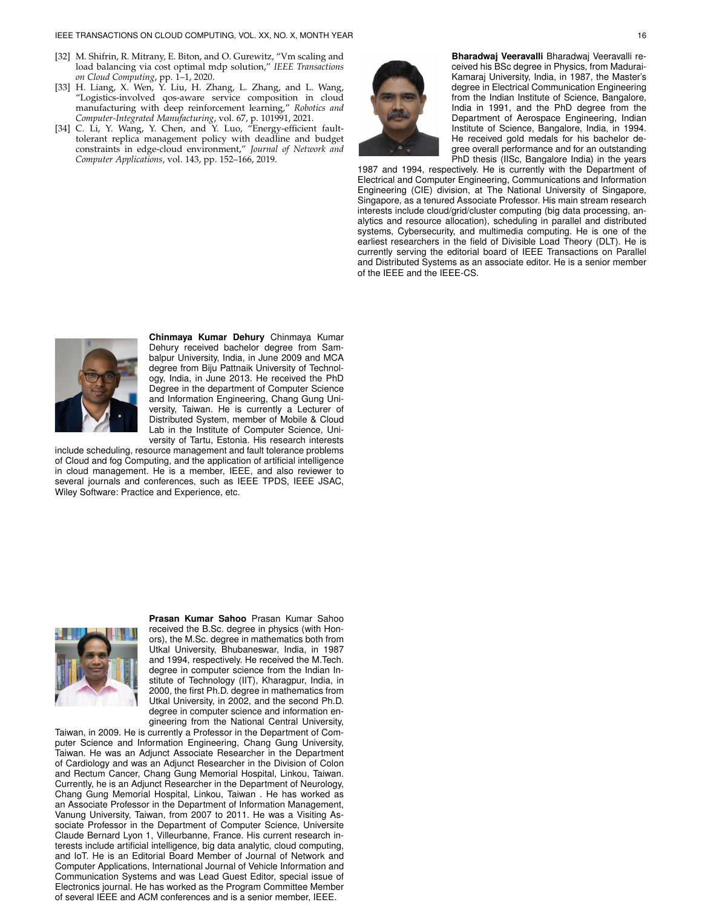[32] M. Shifrin, R. Mitrany, E. Biton, and O. Gurewitz, "Vm scaling and load balancing via cost optimal mdp solution," *IEEE Transactions on Cloud Computing*, pp. 1–1, 2020.

[33] H. Liang, X. Wen, Y. Liu, H. Zhang, L. Zhang, and L. Wang, "Logistics-involved qos-aware service composition in cloud manufacturing with deep reinforcement learning," *Robotics and Computer-Integrated Manufacturing*, vol. 67, p. 101991, 2021.

[34] C. Li, Y. Wang, Y. Chen, and Y. Luo, "Energy-efficient fault-tolerant replica management policy with deadline and budget constraints in edge-cloud environment," *Journal of Network and Computer Applications*, vol. 143, pp. 152–166, 2019.

**Bharadwaj Veeravalli** Bharadwaj Veeravalli received his BSc degree in Physics, from Madurai-Kamaraj University, India, in 1987, the Master's degree in Electrical Communication Engineering from the Indian Institute of Science, Bangalore, India in 1991, and the PhD degree from the Department of Aerospace Engineering, Indian Institute of Science, Bangalore, India, in 1994. He received gold medals for his bachelor degree overall performance and for an outstanding PhD thesis (IISc, Bangalore India) in the years 1987 and 1994, respectively. He is currently with the Department of Electrical and Computer Engineering, Communications and Information Engineering (CIE) division, at The National University of Singapore, Singapore, as a tenured Associate Professor. His main stream research interests include cloud/grid/cluster computing (big data processing, analytics and resource allocation), scheduling in parallel and distributed systems, Cybersecurity, and multimedia computing. He is one of the earliest researchers in the field of Divisible Load Theory (DLT). He is currently serving the editorial board of IEEE Transactions on Parallel and Distributed Systems as an associate editor. He is a senior member of the IEEE and the IEEE-CS.

**Chinmaya Kumar Dehury** Chinmaya Kumar Dehury received bachelor degree from Sambalpur University, India, in June 2009 and MCA degree from Biju Pattnaik University of Technology, India, in June 2013. He received the PhD Degree in the department of Computer Science and Information Engineering, Chang Gung University, Taiwan. He is currently a Lecturer of Distributed System, member of Mobile & Cloud Lab in the Institute of Computer Science, University of Tartu, Estonia. His research interests include scheduling, resource management and fault tolerance problems of Cloud and fog Computing, and the application of artificial intelligence in cloud management. He is a member, IEEE, and also reviewer to several journals and conferences, such as IEEE TPDS, IEEE JSAC, Wiley Software: Practice and Experience, etc.

**Prasan Kumar Sahoo** Prasan Kumar Sahoo received the B.Sc. degree in physics (with Honors), the M.Sc. degree in mathematics both from Utkal University, Bhubaneswar, India, in 1987 and 1994, respectively. He received the M.Tech. degree in computer science from the Indian Institute of Technology (IIT), Kharagpur, India, in 2000, the first Ph.D. degree in mathematics from Utkal University, in 2002, and the second Ph.D. degree in computer science and information engineering from the National Central University, Taiwan, in 2009. He is currently a Professor in the Department of Computer Science and Information Engineering, Chang Gung University, Taiwan. He was an Adjunct Associate Researcher in the Department of Cardiology and was an Adjunct Researcher in the Division of Colon and Rectum Cancer, Chang Gung Memorial Hospital, Linkou, Taiwan. Currently, he is an Adjunct Researcher in the Department of Neurology, Chang Gung Memorial Hospital, Linkou, Taiwan . He has worked as an Associate Professor in the Department of Information Management, Vanung University, Taiwan, from 2007 to 2011. He was a Visiting Associate Professor in the Department of Computer Science, Universite Claude Bernard Lyon 1, Villeurbanne, France. His current research interests include artificial intelligence, big data analytic, cloud computing, and IoT. He is an Editorial Board Member of Journal of Network and Computer Applications, International Journal of Vehicle Information and Communication Systems and was Lead Guest Editor, special issue of Electronics journal. He has worked as the Program Committee Member of several IEEE and ACM conferences and is a senior member, IEEE.